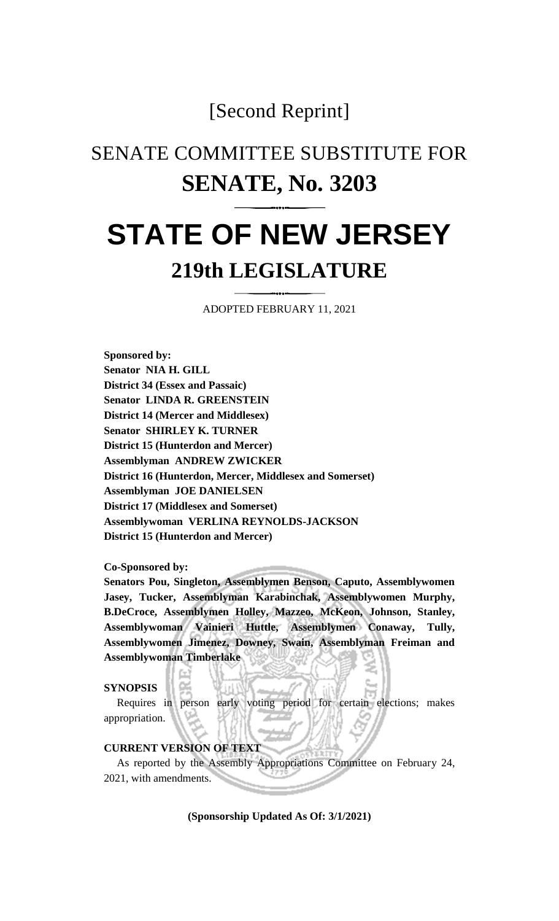[Second Reprint]

# SENATE COMMITTEE SUBSTITUTE FOR
# SENATE, No. 3203

# STATE OF NEW JERSEY
## 219th LEGISLATURE

ADOPTED FEBRUARY 11, 2021

**Sponsored by:**
**Senator NIA H. GILL**
**District 34 (Essex and Passaic)**
**Senator LINDA R. GREENSTEIN**
**District 14 (Mercer and Middlesex)**
**Senator SHIRLEY K. TURNER**
**District 15 (Hunterdon and Mercer)**
**Assemblyman ANDREW ZWICKER**
**District 16 (Hunterdon, Mercer, Middlesex and Somerset)**
**Assemblyman JOE DANIELSEN**
**District 17 (Middlesex and Somerset)**
**Assemblywoman VERLINA REYNOLDS-JACKSON**
**District 15 (Hunterdon and Mercer)**

**Co-Sponsored by:**
**Senators Pou, Singleton, Assemblymen Benson, Caputo, Assemblywomen Jasey, Tucker, Assemblyman Karabinchak, Assemblywomen Murphy, B.DeCroce, Assemblymen Holley, Mazzeo, McKeon, Johnson, Stanley, Assemblywoman Vainieri Huttle, Assemblymen Conaway, Tully, Assemblywomen Jimenez, Downey, Swain, Assemblyman Freiman and Assemblywoman Timberlake**

**SYNOPSIS**

Requires in person early voting period for certain elections; makes appropriation.

**CURRENT VERSION OF TEXT**

As reported by the Assembly Appropriations Committee on February 24, 2021, with amendments.

**(Sponsorship Updated As Of: 3/1/2021)**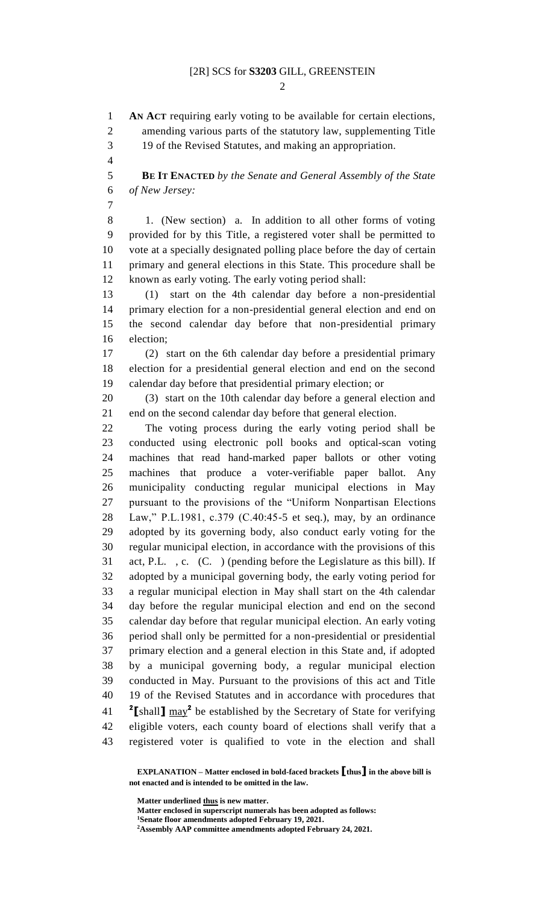**AN ACT** requiring early voting to be available for certain elections, amending various parts of the statutory law, supplementing Title 19 of the Revised Statutes, and making an appropriation.

**BE IT ENACTED** *by the Senate and General Assembly of the State of New Jersey:*

1. (New section) a. In addition to all other forms of voting provided for by this Title, a registered voter shall be permitted to vote at a specially designated polling place before the day of certain primary and general elections in this State. This procedure shall be known as early voting. The early voting period shall:

(1) start on the 4th calendar day before a non-presidential primary election for a non-presidential general election and end on the second calendar day before that non-presidential primary election;

(2) start on the 6th calendar day before a presidential primary election for a presidential general election and end on the second calendar day before that presidential primary election; or

(3) start on the 10th calendar day before a general election and end on the second calendar day before that general election.

The voting process during the early voting period shall be conducted using electronic poll books and optical-scan voting machines that read hand-marked paper ballots or other voting machines that produce a voter-verifiable paper ballot. Any municipality conducting regular municipal elections in May pursuant to the provisions of the "Uniform Nonpartisan Elections Law," P.L.1981, c.379 (C.40:45-5 et seq.), may, by an ordinance adopted by its governing body, also conduct early voting for the regular municipal election, in accordance with the provisions of this act, P.L. , c. (C. ) (pending before the Legislature as this bill). If adopted by a municipal governing body, the early voting period for a regular municipal election in May shall start on the 4th calendar day before the regular municipal election and end on the second calendar day before that regular municipal election. An early voting period shall only be permitted for a non-presidential or presidential primary election and a general election in this State and, if adopted by a municipal governing body, a regular municipal election conducted in May. Pursuant to the provisions of this act and Title 19 of the Revised Statutes and in accordance with procedures that [2]**[**shall**]** <u>may</u>[2] be established by the Secretary of State for verifying eligible voters, each county board of elections shall verify that a registered voter is qualified to vote in the election and shall

**EXPLANATION – Matter enclosed in bold-faced brackets [thus] in the above bill is not enacted and is intended to be omitted in the law.**

**Matter underlined <u>thus</u> is new matter.**
**Matter enclosed in superscript numerals has been adopted as follows:**
[1]**Senate floor amendments adopted February 19, 2021.**
[2]**Assembly AAP committee amendments adopted February 24, 2021.**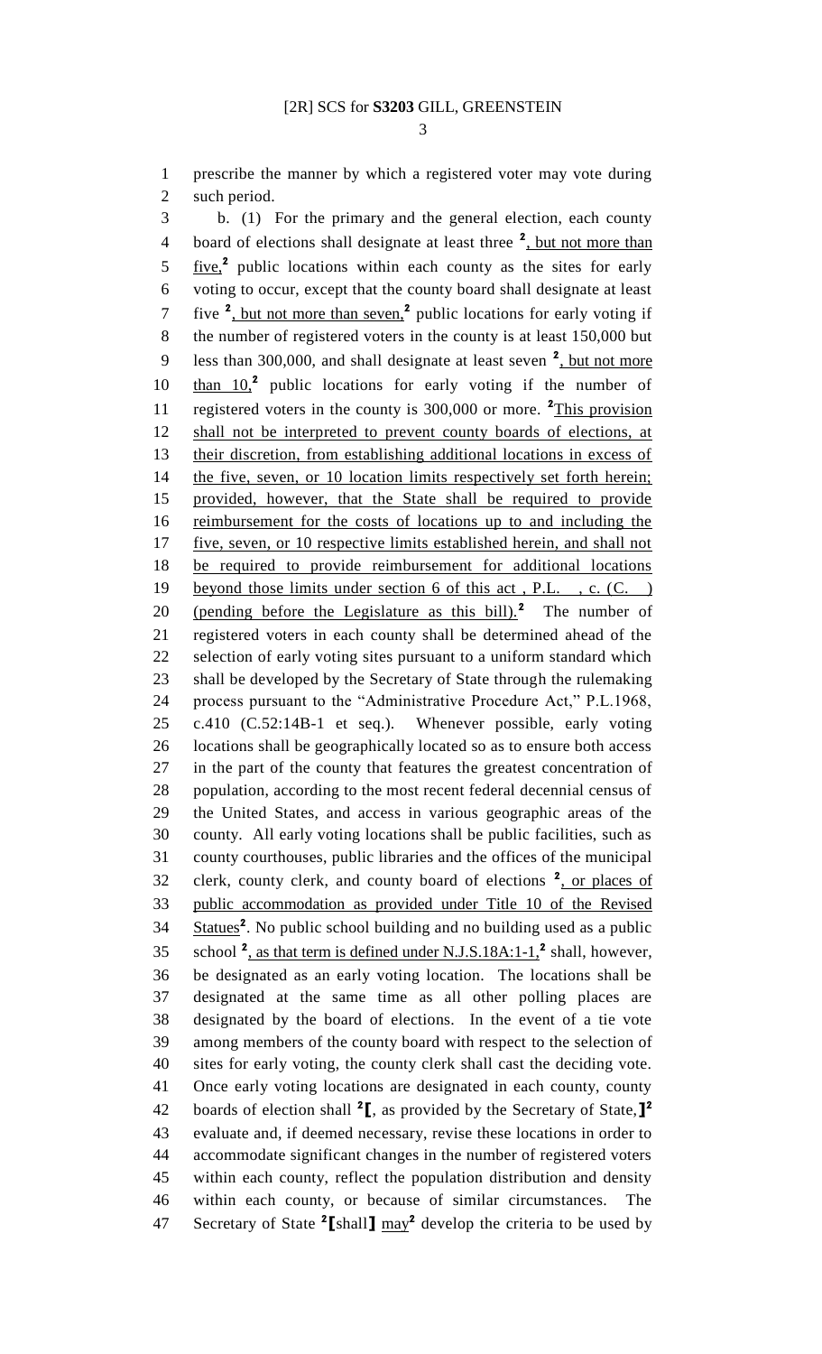prescribe the manner by which a registered voter may vote during such period.

b. (1) For the primary and the general election, each county board of elections shall designate at least three [2], but not more than five,[2] public locations within each county as the sites for early voting to occur, except that the county board shall designate at least five [2], but not more than seven,[2] public locations for early voting if the number of registered voters in the county is at least 150,000 but less than 300,000, and shall designate at least seven [2], but not more than 10,[2] public locations for early voting if the number of registered voters in the county is 300,000 or more. [2]This provision shall not be interpreted to prevent county boards of elections, at their discretion, from establishing additional locations in excess of the five, seven, or 10 location limits respectively set forth herein; provided, however, that the State shall be required to provide reimbursement for the costs of locations up to and including the five, seven, or 10 respective limits established herein, and shall not be required to provide reimbursement for additional locations beyond those limits under section 6 of this act , P.L. , c. (C. ) (pending before the Legislature as this bill).[2] The number of registered voters in each county shall be determined ahead of the selection of early voting sites pursuant to a uniform standard which shall be developed by the Secretary of State through the rulemaking process pursuant to the "Administrative Procedure Act," P.L.1968, c.410 (C.52:14B-1 et seq.). Whenever possible, early voting locations shall be geographically located so as to ensure both access in the part of the county that features the greatest concentration of population, according to the most recent federal decennial census of the United States, and access in various geographic areas of the county. All early voting locations shall be public facilities, such as county courthouses, public libraries and the offices of the municipal clerk, county clerk, and county board of elections [2], or places of public accommodation as provided under Title 10 of the Revised Statues[2]. No public school building and no building used as a public school [2], as that term is defined under N.J.S.18A:1-1,[2] shall, however, be designated as an early voting location. The locations shall be designated at the same time as all other polling places are designated by the board of elections. In the event of a tie vote among members of the county board with respect to the selection of sites for early voting, the county clerk shall cast the deciding vote. Once early voting locations are designated in each county, county boards of election shall [2]⟦, as provided by the Secretary of State,⟧[2] evaluate and, if deemed necessary, revise these locations in order to accommodate significant changes in the number of registered voters within each county, reflect the population distribution and density within each county, or because of similar circumstances. The Secretary of State [2]⟦shall⟧ may[2] develop the criteria to be used by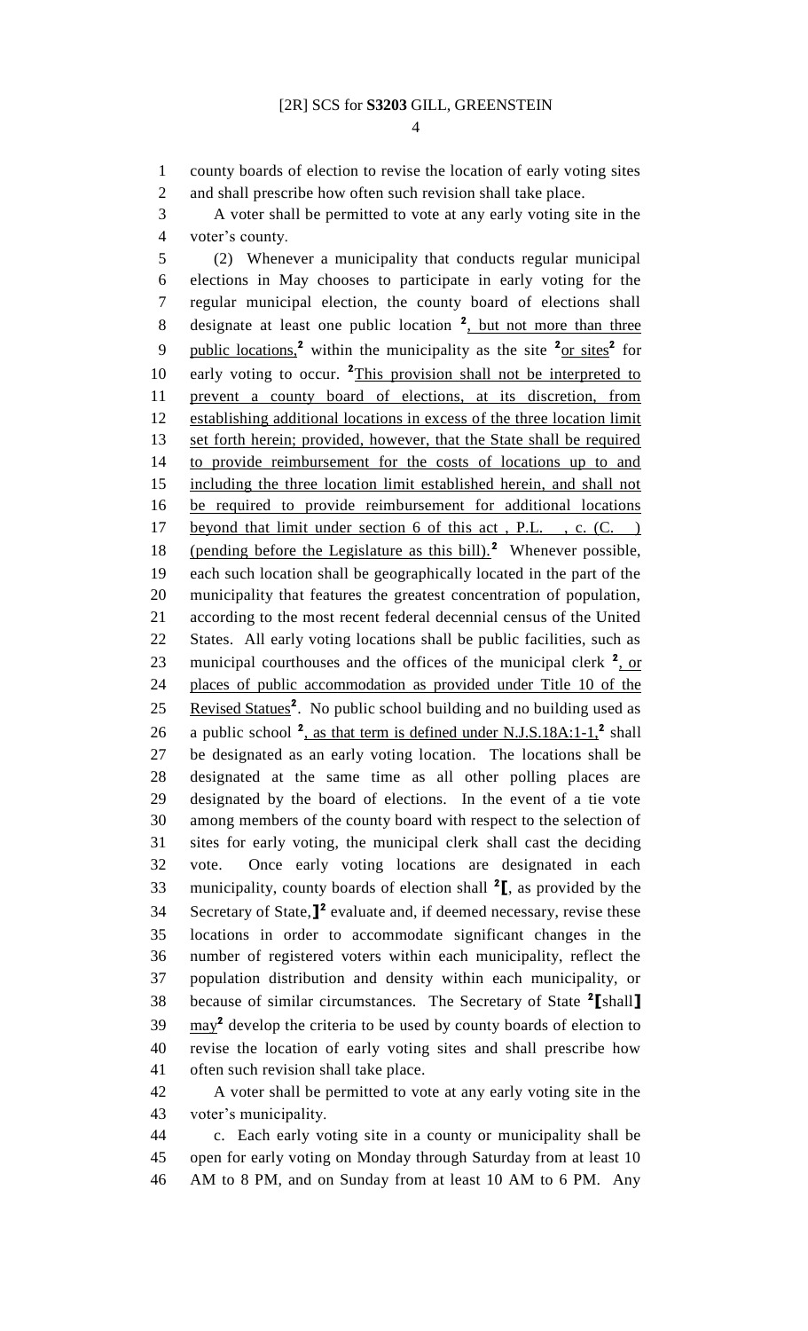county boards of election to revise the location of early voting sites and shall prescribe how often such revision shall take place.

A voter shall be permitted to vote at any early voting site in the voter's county.

(2) Whenever a municipality that conducts regular municipal elections in May chooses to participate in early voting for the regular municipal election, the county board of elections shall designate at least one public location [2], but not more than three public locations,[2] within the municipality as the site [2]or sites[2] for early voting to occur. [2]This provision shall not be interpreted to prevent a county board of elections, at its discretion, from establishing additional locations in excess of the three location limit set forth herein; provided, however, that the State shall be required to provide reimbursement for the costs of locations up to and including the three location limit established herein, and shall not be required to provide reimbursement for additional locations beyond that limit under section 6 of this act , P.L. , c. (C. ) (pending before the Legislature as this bill).[2] Whenever possible, each such location shall be geographically located in the part of the municipality that features the greatest concentration of population, according to the most recent federal decennial census of the United States. All early voting locations shall be public facilities, such as municipal courthouses and the offices of the municipal clerk [2], or places of public accommodation as provided under Title 10 of the Revised Statues[2]. No public school building and no building used as a public school [2], as that term is defined under N.J.S.18A:1-1,[2] shall be designated as an early voting location. The locations shall be designated at the same time as all other polling places are designated by the board of elections. In the event of a tie vote among members of the county board with respect to the selection of sites for early voting, the municipal clerk shall cast the deciding vote. Once early voting locations are designated in each municipality, county boards of election shall [2][, as provided by the Secretary of State,][2] evaluate and, if deemed necessary, revise these locations in order to accommodate significant changes in the number of registered voters within each municipality, reflect the population distribution and density within each municipality, or because of similar circumstances. The Secretary of State [2][shall] may[2] develop the criteria to be used by county boards of election to revise the location of early voting sites and shall prescribe how often such revision shall take place.

A voter shall be permitted to vote at any early voting site in the voter's municipality.

c. Each early voting site in a county or municipality shall be open for early voting on Monday through Saturday from at least 10 AM to 8 PM, and on Sunday from at least 10 AM to 6 PM. Any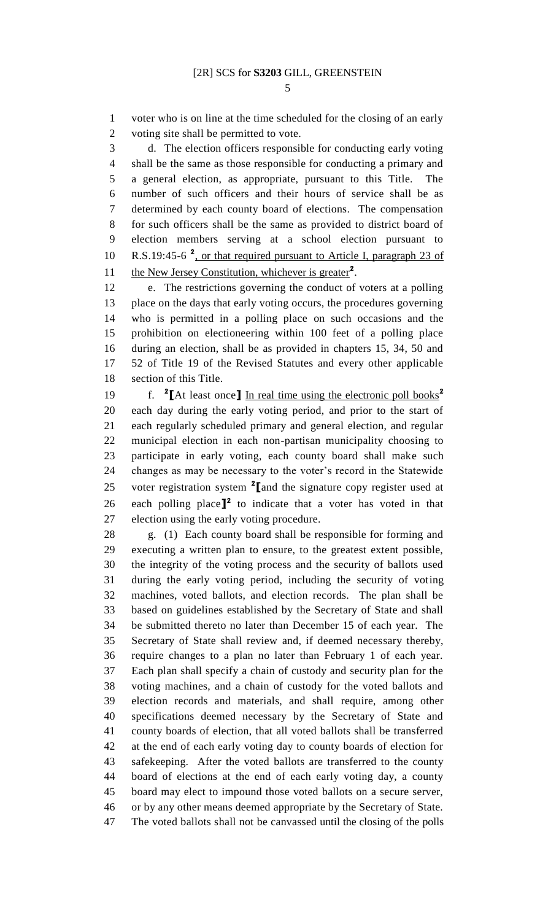voter who is on line at the time scheduled for the closing of an early voting site shall be permitted to vote.

d. The election officers responsible for conducting early voting shall be the same as those responsible for conducting a primary and a general election, as appropriate, pursuant to this Title. The number of such officers and their hours of service shall be as determined by each county board of elections. The compensation for such officers shall be the same as provided to district board of election members serving at a school election pursuant to R.S.19:45-6 [2]<u>, or that required pursuant to Article I, paragraph 23 of the New Jersey Constitution, whichever is greater</u>[2].

e. The restrictions governing the conduct of voters at a polling place on the days that early voting occurs, the procedures governing who is permitted in a polling place on such occasions and the prohibition on electioneering within 100 feet of a polling place during an election, shall be as provided in chapters 15, 34, 50 and 52 of Title 19 of the Revised Statutes and every other applicable section of this Title.

f. [2]**[**At least once**]** <u>In real time using the electronic poll books</u>[2] each day during the early voting period, and prior to the start of each regularly scheduled primary and general election, and regular municipal election in each non-partisan municipality choosing to participate in early voting, each county board shall make such changes as may be necessary to the voter's record in the Statewide voter registration system [2]**[**and the signature copy register used at each polling place**]**[2] to indicate that a voter has voted in that election using the early voting procedure.

g. (1) Each county board shall be responsible for forming and executing a written plan to ensure, to the greatest extent possible, the integrity of the voting process and the security of ballots used during the early voting period, including the security of voting machines, voted ballots, and election records. The plan shall be based on guidelines established by the Secretary of State and shall be submitted thereto no later than December 15 of each year. The Secretary of State shall review and, if deemed necessary thereby, require changes to a plan no later than February 1 of each year. Each plan shall specify a chain of custody and security plan for the voting machines, and a chain of custody for the voted ballots and election records and materials, and shall require, among other specifications deemed necessary by the Secretary of State and county boards of election, that all voted ballots shall be transferred at the end of each early voting day to county boards of election for safekeeping. After the voted ballots are transferred to the county board of elections at the end of each early voting day, a county board may elect to impound those voted ballots on a secure server, or by any other means deemed appropriate by the Secretary of State. The voted ballots shall not be canvassed until the closing of the polls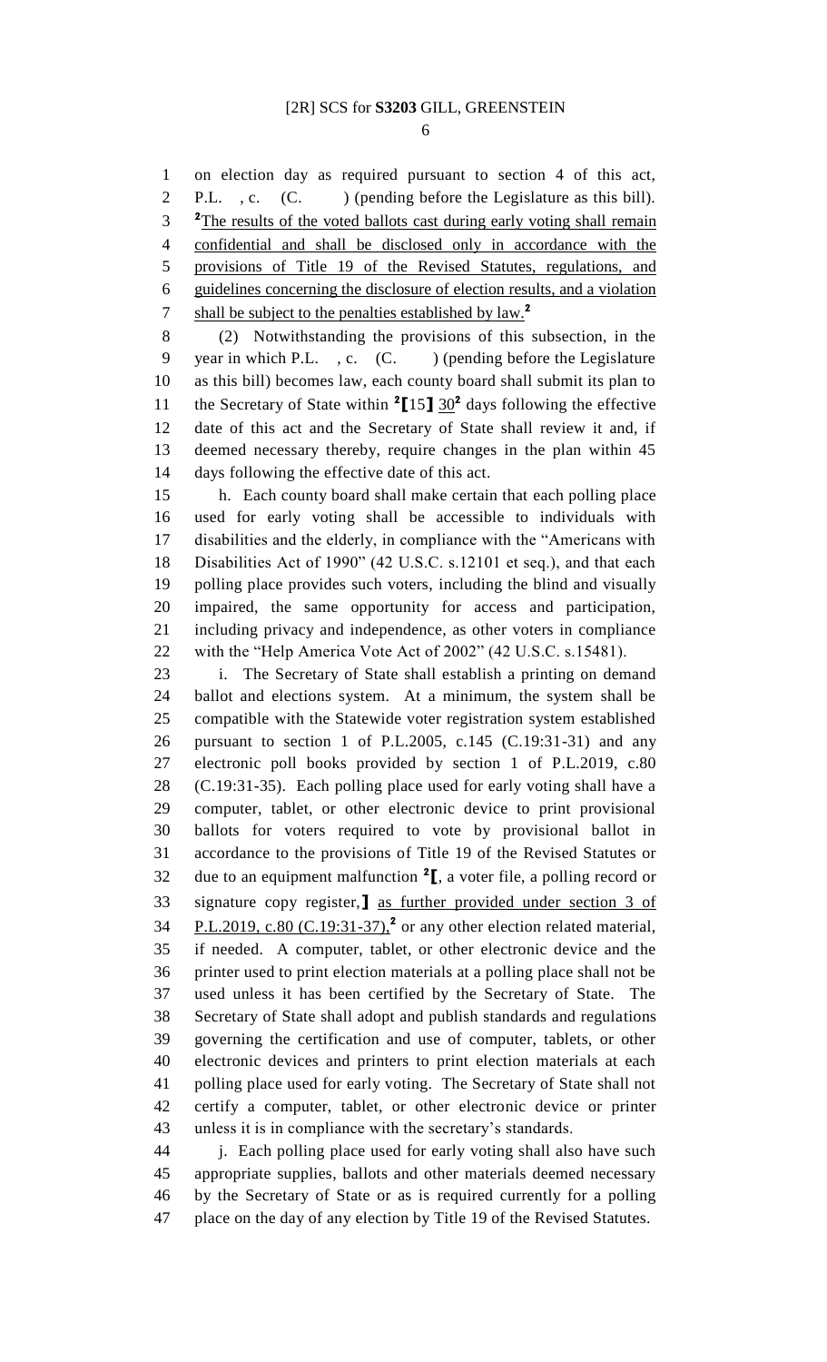on election day as required pursuant to section 4 of this act, P.L. , c. (C. ) (pending before the Legislature as this bill). [2]The results of the voted ballots cast during early voting shall remain confidential and shall be disclosed only in accordance with the provisions of Title 19 of the Revised Statutes, regulations, and guidelines concerning the disclosure of election results, and a violation shall be subject to the penalties established by law.[2]

(2) Notwithstanding the provisions of this subsection, in the year in which P.L. , c. (C. ) (pending before the Legislature as this bill) becomes law, each county board shall submit its plan to the Secretary of State within [2]⟦15⟧ 30[2] days following the effective date of this act and the Secretary of State shall review it and, if deemed necessary thereby, require changes in the plan within 45 days following the effective date of this act.

h. Each county board shall make certain that each polling place used for early voting shall be accessible to individuals with disabilities and the elderly, in compliance with the "Americans with Disabilities Act of 1990" (42 U.S.C. s.12101 et seq.), and that each polling place provides such voters, including the blind and visually impaired, the same opportunity for access and participation, including privacy and independence, as other voters in compliance with the "Help America Vote Act of 2002" (42 U.S.C. s.15481).

i. The Secretary of State shall establish a printing on demand ballot and elections system. At a minimum, the system shall be compatible with the Statewide voter registration system established pursuant to section 1 of P.L.2005, c.145 (C.19:31-31) and any electronic poll books provided by section 1 of P.L.2019, c.80 (C.19:31-35). Each polling place used for early voting shall have a computer, tablet, or other electronic device to print provisional ballots for voters required to vote by provisional ballot in accordance to the provisions of Title 19 of the Revised Statutes or due to an equipment malfunction [2]⟦, a voter file, a polling record or signature copy register,⟧ as further provided under section 3 of P.L.2019, c.80 (C.19:31-37),[2] or any other election related material, if needed. A computer, tablet, or other electronic device and the printer used to print election materials at a polling place shall not be used unless it has been certified by the Secretary of State. The Secretary of State shall adopt and publish standards and regulations governing the certification and use of computer, tablets, or other electronic devices and printers to print election materials at each polling place used for early voting. The Secretary of State shall not certify a computer, tablet, or other electronic device or printer unless it is in compliance with the secretary's standards.

j. Each polling place used for early voting shall also have such appropriate supplies, ballots and other materials deemed necessary by the Secretary of State or as is required currently for a polling place on the day of any election by Title 19 of the Revised Statutes.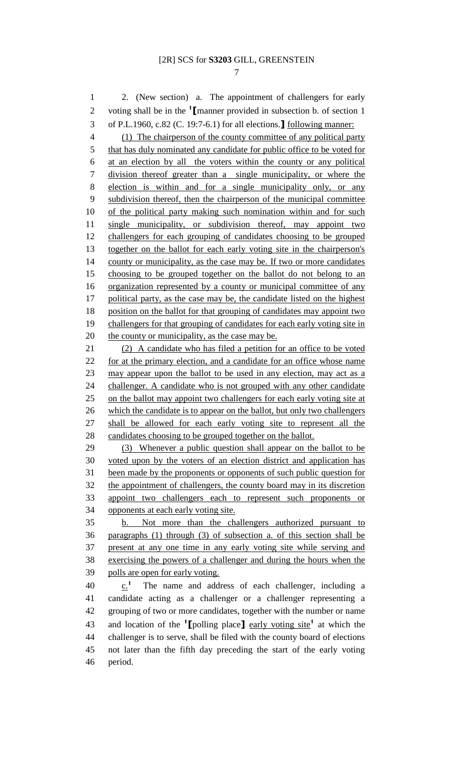2. (New section) a. The appointment of challengers for early voting shall be in the [1]⟦manner provided in subsection b. of section 1 of P.L.1960, c.82 (C. 19:7-6.1) for all elections.⟧ following manner:

(1) The chairperson of the county committee of any political party that has duly nominated any candidate for public office to be voted for at an election by all the voters within the county or any political division thereof greater than a single municipality, or where the election is within and for a single municipality only, or any subdivision thereof, then the chairperson of the municipal committee of the political party making such nomination within and for such single municipality, or subdivision thereof, may appoint two challengers for each grouping of candidates choosing to be grouped together on the ballot for each early voting site in the chairperson's county or municipality, as the case may be. If two or more candidates choosing to be grouped together on the ballot do not belong to an organization represented by a county or municipal committee of any political party, as the case may be, the candidate listed on the highest position on the ballot for that grouping of candidates may appoint two challengers for that grouping of candidates for each early voting site in the county or municipality, as the case may be.

(2) A candidate who has filed a petition for an office to be voted for at the primary election, and a candidate for an office whose name may appear upon the ballot to be used in any election, may act as a challenger. A candidate who is not grouped with any other candidate on the ballot may appoint two challengers for each early voting site at which the candidate is to appear on the ballot, but only two challengers shall be allowed for each early voting site to represent all the candidates choosing to be grouped together on the ballot.

(3) Whenever a public question shall appear on the ballot to be voted upon by the voters of an election district and application has been made by the proponents or opponents of such public question for the appointment of challengers, the county board may in its discretion appoint two challengers each to represent such proponents or opponents at each early voting site.

b. Not more than the challengers authorized pursuant to paragraphs (1) through (3) of subsection a. of this section shall be present at any one time in any early voting site while serving and exercising the powers of a challenger and during the hours when the polls are open for early voting.

c.[1] The name and address of each challenger, including a candidate acting as a challenger or a challenger representing a grouping of two or more candidates, together with the number or name and location of the [1]⟦polling place⟧ early voting site[1] at which the challenger is to serve, shall be filed with the county board of elections not later than the fifth day preceding the start of the early voting period.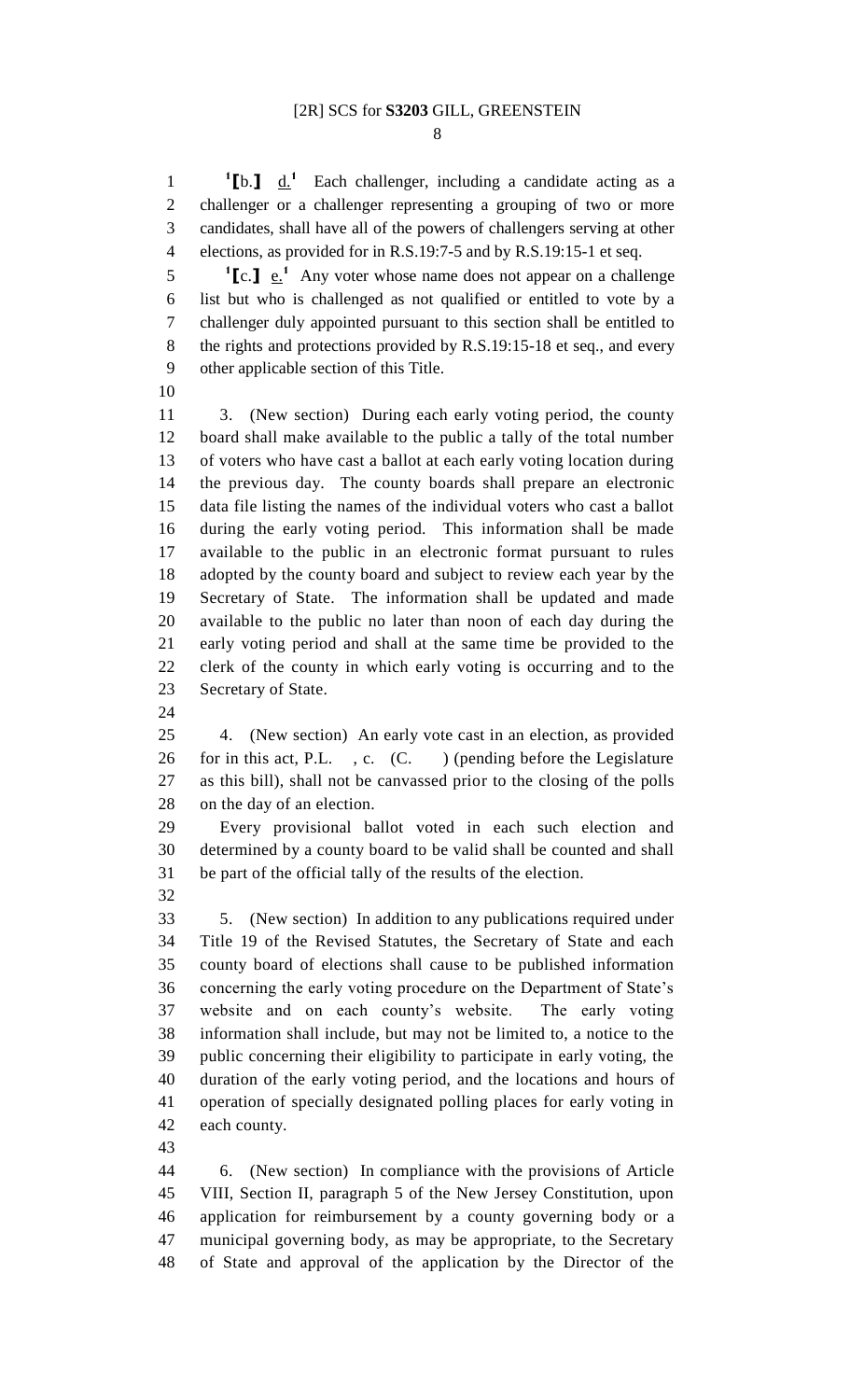[1]**[**b.**]** d.[1] Each challenger, including a candidate acting as a challenger or a challenger representing a grouping of two or more candidates, shall have all of the powers of challengers serving at other elections, as provided for in R.S.19:7-5 and by R.S.19:15-1 et seq.

[1]**[**c.**]** e.[1] Any voter whose name does not appear on a challenge list but who is challenged as not qualified or entitled to vote by a challenger duly appointed pursuant to this section shall be entitled to the rights and protections provided by R.S.19:15-18 et seq., and every other applicable section of this Title.

3. (New section) During each early voting period, the county board shall make available to the public a tally of the total number of voters who have cast a ballot at each early voting location during the previous day. The county boards shall prepare an electronic data file listing the names of the individual voters who cast a ballot during the early voting period. This information shall be made available to the public in an electronic format pursuant to rules adopted by the county board and subject to review each year by the Secretary of State. The information shall be updated and made available to the public no later than noon of each day during the early voting period and shall at the same time be provided to the clerk of the county in which early voting is occurring and to the Secretary of State.

4. (New section) An early vote cast in an election, as provided for in this act, P.L. , c. (C. ) (pending before the Legislature as this bill), shall not be canvassed prior to the closing of the polls on the day of an election.

Every provisional ballot voted in each such election and determined by a county board to be valid shall be counted and shall be part of the official tally of the results of the election.

5. (New section) In addition to any publications required under Title 19 of the Revised Statutes, the Secretary of State and each county board of elections shall cause to be published information concerning the early voting procedure on the Department of State's website and on each county's website. The early voting information shall include, but may not be limited to, a notice to the public concerning their eligibility to participate in early voting, the duration of the early voting period, and the locations and hours of operation of specially designated polling places for early voting in each county.

6. (New section) In compliance with the provisions of Article VIII, Section II, paragraph 5 of the New Jersey Constitution, upon application for reimbursement by a county governing body or a municipal governing body, as may be appropriate, to the Secretary of State and approval of the application by the Director of the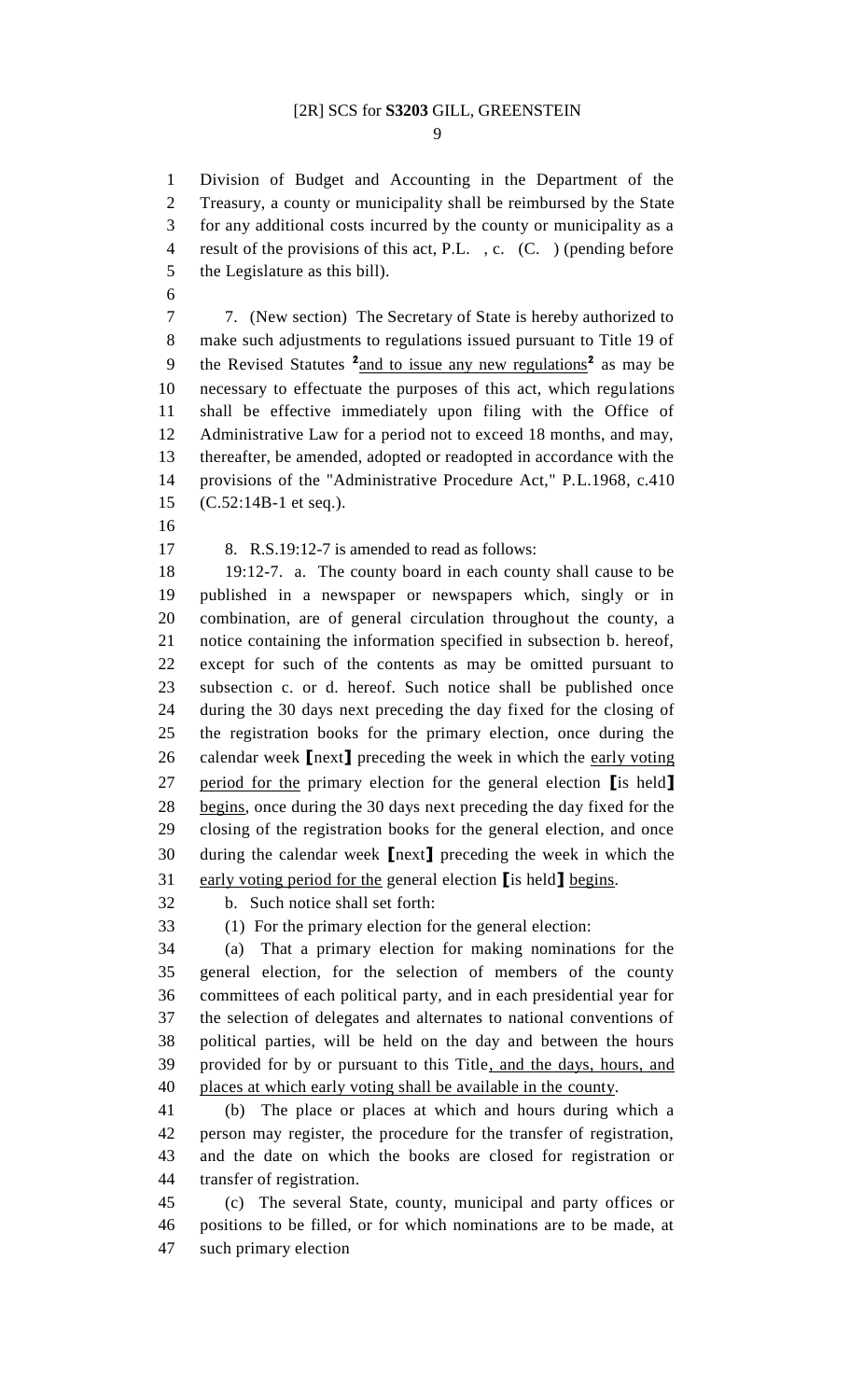Division of Budget and Accounting in the Department of the Treasury, a county or municipality shall be reimbursed by the State for any additional costs incurred by the county or municipality as a result of the provisions of this act, P.L. , c. (C. ) (pending before the Legislature as this bill).

7. (New section) The Secretary of State is hereby authorized to make such adjustments to regulations issued pursuant to Title 19 of the Revised Statutes [2]and to issue any new regulations[2] as may be necessary to effectuate the purposes of this act, which regulations shall be effective immediately upon filing with the Office of Administrative Law for a period not to exceed 18 months, and may, thereafter, be amended, adopted or readopted in accordance with the provisions of the "Administrative Procedure Act," P.L.1968, c.410 (C.52:14B-1 et seq.).

8. R.S.19:12-7 is amended to read as follows:

19:12-7. a. The county board in each county shall cause to be published in a newspaper or newspapers which, singly or in combination, are of general circulation throughout the county, a notice containing the information specified in subsection b. hereof, except for such of the contents as may be omitted pursuant to subsection c. or d. hereof. Such notice shall be published once during the 30 days next preceding the day fixed for the closing of the registration books for the primary election, once during the calendar week ⟦next⟧ preceding the week in which the early voting period for the primary election for the general election ⟦is held⟧ begins, once during the 30 days next preceding the day fixed for the closing of the registration books for the general election, and once during the calendar week ⟦next⟧ preceding the week in which the early voting period for the general election ⟦is held⟧ begins.

b. Such notice shall set forth:

(1) For the primary election for the general election:

(a) That a primary election for making nominations for the general election, for the selection of members of the county committees of each political party, and in each presidential year for the selection of delegates and alternates to national conventions of political parties, will be held on the day and between the hours provided for by or pursuant to this Title, and the days, hours, and places at which early voting shall be available in the county.

(b) The place or places at which and hours during which a person may register, the procedure for the transfer of registration, and the date on which the books are closed for registration or transfer of registration.

(c) The several State, county, municipal and party offices or positions to be filled, or for which nominations are to be made, at such primary election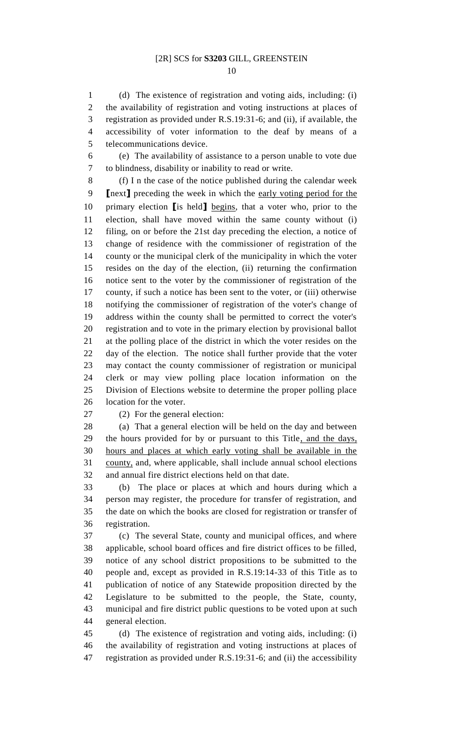(d) The existence of registration and voting aids, including: (i) the availability of registration and voting instructions at places of registration as provided under R.S.19:31-6; and (ii), if available, the accessibility of voter information to the deaf by means of a telecommunications device.

(e) The availability of assistance to a person unable to vote due to blindness, disability or inability to read or write.

(f) I n the case of the notice published during the calendar week ⟦next⟧ preceding the week in which the early voting period for the primary election ⟦is held⟧ begins, that a voter who, prior to the election, shall have moved within the same county without (i) filing, on or before the 21st day preceding the election, a notice of change of residence with the commissioner of registration of the county or the municipal clerk of the municipality in which the voter resides on the day of the election, (ii) returning the confirmation notice sent to the voter by the commissioner of registration of the county, if such a notice has been sent to the voter, or (iii) otherwise notifying the commissioner of registration of the voter's change of address within the county shall be permitted to correct the voter's registration and to vote in the primary election by provisional ballot at the polling place of the district in which the voter resides on the day of the election. The notice shall further provide that the voter may contact the county commissioner of registration or municipal clerk or may view polling place location information on the Division of Elections website to determine the proper polling place location for the voter.

(2) For the general election:

(a) That a general election will be held on the day and between the hours provided for by or pursuant to this Title, and the days, hours and places at which early voting shall be available in the county, and, where applicable, shall include annual school elections and annual fire district elections held on that date.

(b) The place or places at which and hours during which a person may register, the procedure for transfer of registration, and the date on which the books are closed for registration or transfer of registration.

(c) The several State, county and municipal offices, and where applicable, school board offices and fire district offices to be filled, notice of any school district propositions to be submitted to the people and, except as provided in R.S.19:14-33 of this Title as to publication of notice of any Statewide proposition directed by the Legislature to be submitted to the people, the State, county, municipal and fire district public questions to be voted upon at such general election.

(d) The existence of registration and voting aids, including: (i) the availability of registration and voting instructions at places of registration as provided under R.S.19:31-6; and (ii) the accessibility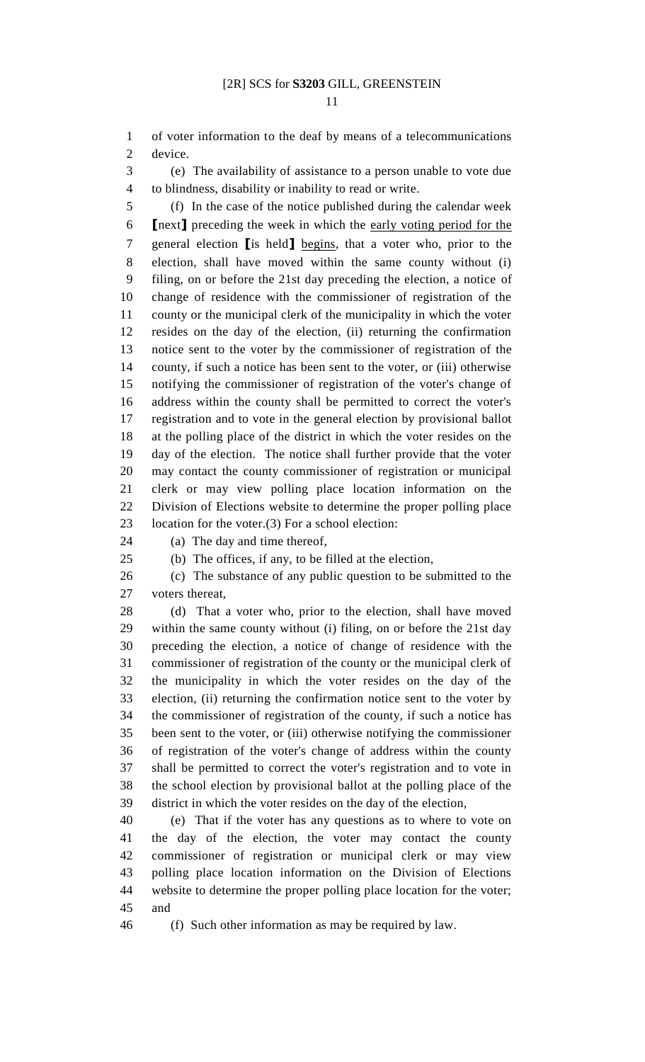of voter information to the deaf by means of a telecommunications device.

(e) The availability of assistance to a person unable to vote due to blindness, disability or inability to read or write.

(f) In the case of the notice published during the calendar week ⟦next⟧ preceding the week in which the early voting period for the general election ⟦is held⟧ begins, that a voter who, prior to the election, shall have moved within the same county without (i) filing, on or before the 21st day preceding the election, a notice of change of residence with the commissioner of registration of the county or the municipal clerk of the municipality in which the voter resides on the day of the election, (ii) returning the confirmation notice sent to the voter by the commissioner of registration of the county, if such a notice has been sent to the voter, or (iii) otherwise notifying the commissioner of registration of the voter's change of address within the county shall be permitted to correct the voter's registration and to vote in the general election by provisional ballot at the polling place of the district in which the voter resides on the day of the election. The notice shall further provide that the voter may contact the county commissioner of registration or municipal clerk or may view polling place location information on the Division of Elections website to determine the proper polling place location for the voter.(3) For a school election:

(a) The day and time thereof,

(b) The offices, if any, to be filled at the election,

(c) The substance of any public question to be submitted to the voters thereat,

(d) That a voter who, prior to the election, shall have moved within the same county without (i) filing, on or before the 21st day preceding the election, a notice of change of residence with the commissioner of registration of the county or the municipal clerk of the municipality in which the voter resides on the day of the election, (ii) returning the confirmation notice sent to the voter by the commissioner of registration of the county, if such a notice has been sent to the voter, or (iii) otherwise notifying the commissioner of registration of the voter's change of address within the county shall be permitted to correct the voter's registration and to vote in the school election by provisional ballot at the polling place of the district in which the voter resides on the day of the election,

(e) That if the voter has any questions as to where to vote on the day of the election, the voter may contact the county commissioner of registration or municipal clerk or may view polling place location information on the Division of Elections website to determine the proper polling place location for the voter; and

(f) Such other information as may be required by law.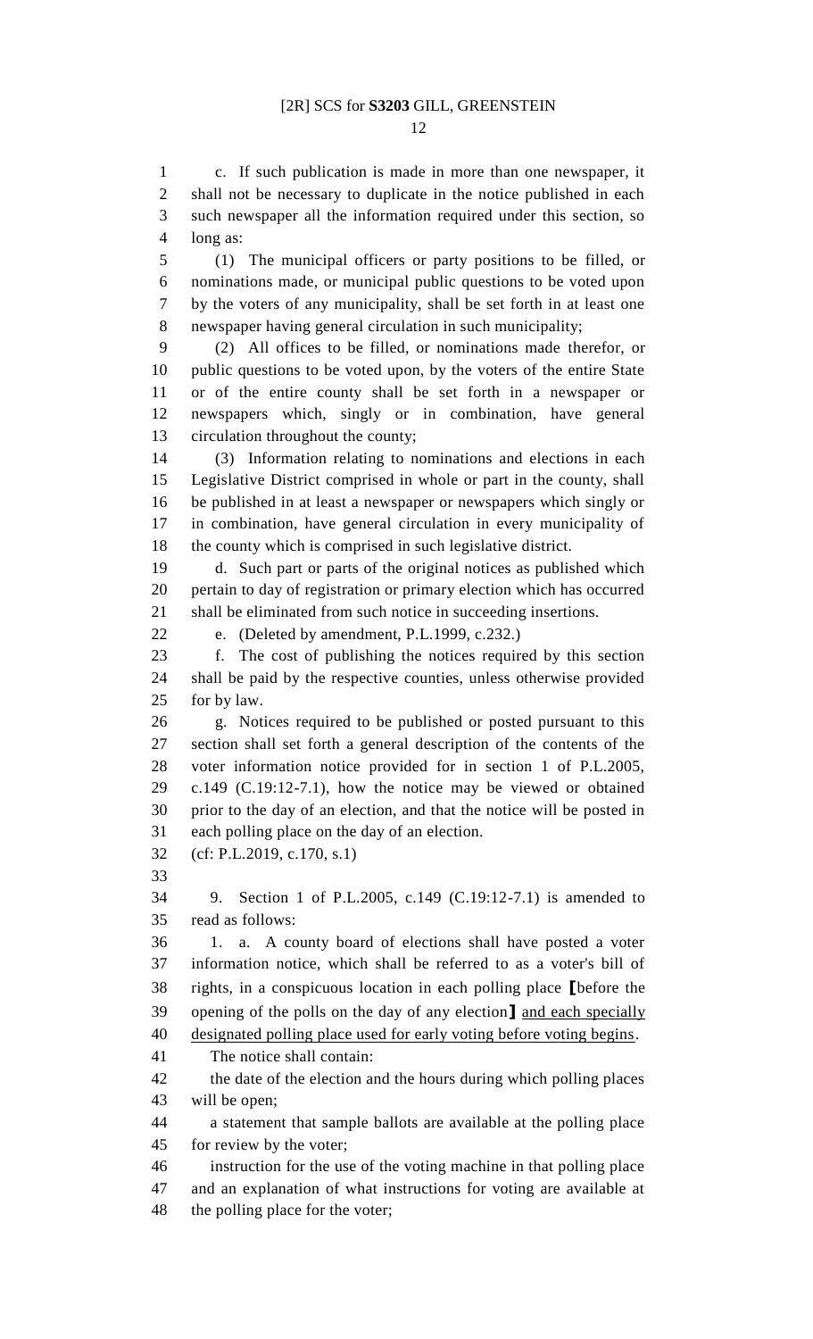c. If such publication is made in more than one newspaper, it shall not be necessary to duplicate in the notice published in each such newspaper all the information required under this section, so long as:

(1) The municipal officers or party positions to be filled, or nominations made, or municipal public questions to be voted upon by the voters of any municipality, shall be set forth in at least one newspaper having general circulation in such municipality;

(2) All offices to be filled, or nominations made therefor, or public questions to be voted upon, by the voters of the entire State or of the entire county shall be set forth in a newspaper or newspapers which, singly or in combination, have general circulation throughout the county;

(3) Information relating to nominations and elections in each Legislative District comprised in whole or part in the county, shall be published in at least a newspaper or newspapers which singly or in combination, have general circulation in every municipality of the county which is comprised in such legislative district.

d. Such part or parts of the original notices as published which pertain to day of registration or primary election which has occurred shall be eliminated from such notice in succeeding insertions.

e. (Deleted by amendment, P.L.1999, c.232.)

f. The cost of publishing the notices required by this section shall be paid by the respective counties, unless otherwise provided for by law.

g. Notices required to be published or posted pursuant to this section shall set forth a general description of the contents of the voter information notice provided for in section 1 of P.L.2005, c.149 (C.19:12-7.1), how the notice may be viewed or obtained prior to the day of an election, and that the notice will be posted in each polling place on the day of an election.

(cf: P.L.2019, c.170, s.1)

9. Section 1 of P.L.2005, c.149 (C.19:12-7.1) is amended to read as follows:

1. a. A county board of elections shall have posted a voter information notice, which shall be referred to as a voter's bill of rights, in a conspicuous location in each polling place **[**before the opening of the polls on the day of any election**]** <u>and each specially designated polling place used for early voting before voting begins</u>.

The notice shall contain:

the date of the election and the hours during which polling places will be open;

a statement that sample ballots are available at the polling place for review by the voter;

instruction for the use of the voting machine in that polling place and an explanation of what instructions for voting are available at the polling place for the voter;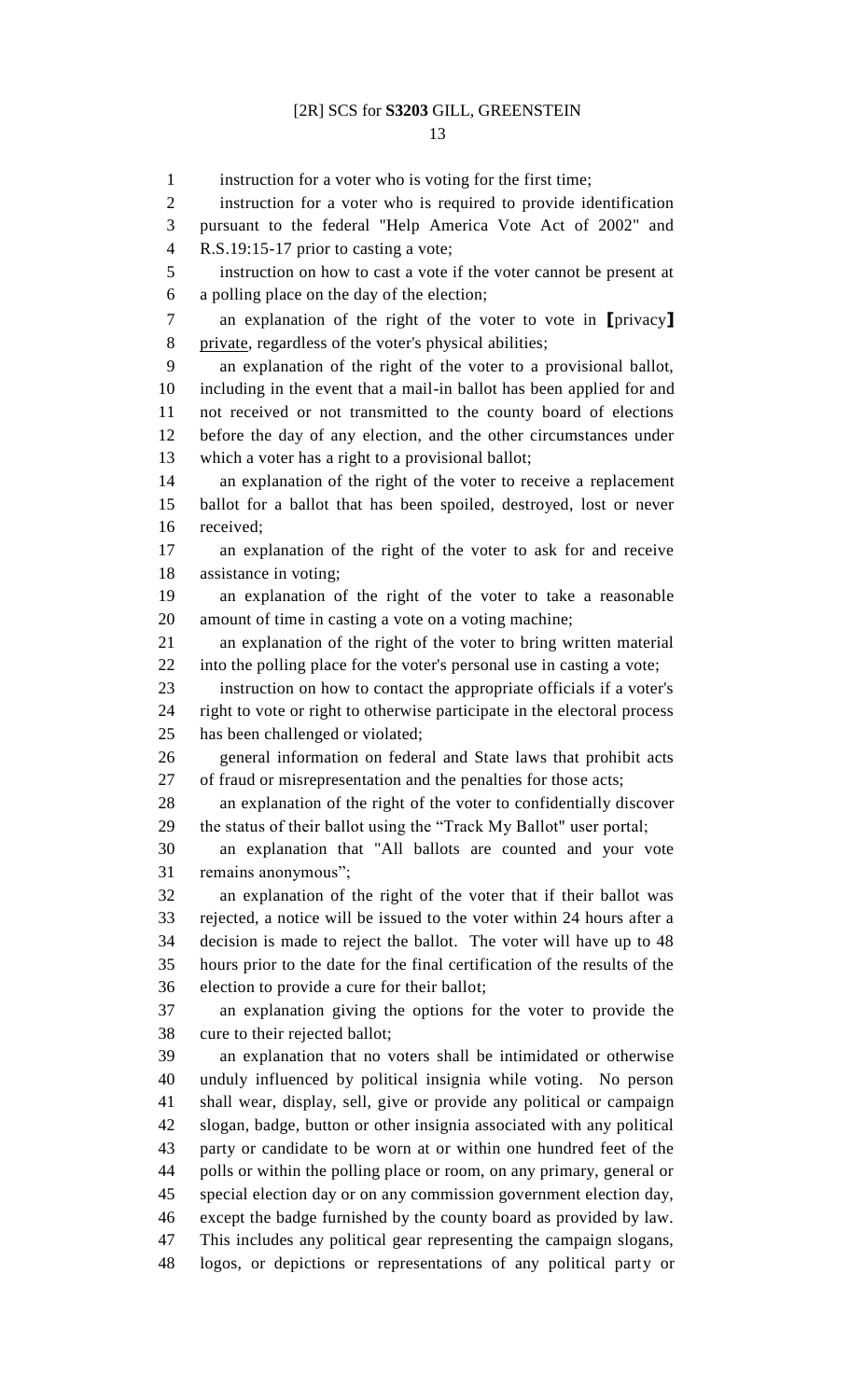instruction for a voter who is voting for the first time;

instruction for a voter who is required to provide identification pursuant to the federal "Help America Vote Act of 2002" and R.S.19:15-17 prior to casting a vote;

instruction on how to cast a vote if the voter cannot be present at a polling place on the day of the election;

an explanation of the right of the voter to vote in **[**privacy**]** private, regardless of the voter's physical abilities;

an explanation of the right of the voter to a provisional ballot, including in the event that a mail-in ballot has been applied for and not received or not transmitted to the county board of elections before the day of any election, and the other circumstances under which a voter has a right to a provisional ballot;

an explanation of the right of the voter to receive a replacement ballot for a ballot that has been spoiled, destroyed, lost or never received;

an explanation of the right of the voter to ask for and receive assistance in voting;

an explanation of the right of the voter to take a reasonable amount of time in casting a vote on a voting machine;

an explanation of the right of the voter to bring written material into the polling place for the voter's personal use in casting a vote;

instruction on how to contact the appropriate officials if a voter's right to vote or right to otherwise participate in the electoral process has been challenged or violated;

general information on federal and State laws that prohibit acts of fraud or misrepresentation and the penalties for those acts;

an explanation of the right of the voter to confidentially discover the status of their ballot using the "Track My Ballot" user portal;

an explanation that "All ballots are counted and your vote remains anonymous";

an explanation of the right of the voter that if their ballot was rejected, a notice will be issued to the voter within 24 hours after a decision is made to reject the ballot. The voter will have up to 48 hours prior to the date for the final certification of the results of the election to provide a cure for their ballot;

an explanation giving the options for the voter to provide the cure to their rejected ballot;

an explanation that no voters shall be intimidated or otherwise unduly influenced by political insignia while voting. No person shall wear, display, sell, give or provide any political or campaign slogan, badge, button or other insignia associated with any political party or candidate to be worn at or within one hundred feet of the polls or within the polling place or room, on any primary, general or special election day or on any commission government election day, except the badge furnished by the county board as provided by law. This includes any political gear representing the campaign slogans, logos, or depictions or representations of any political party or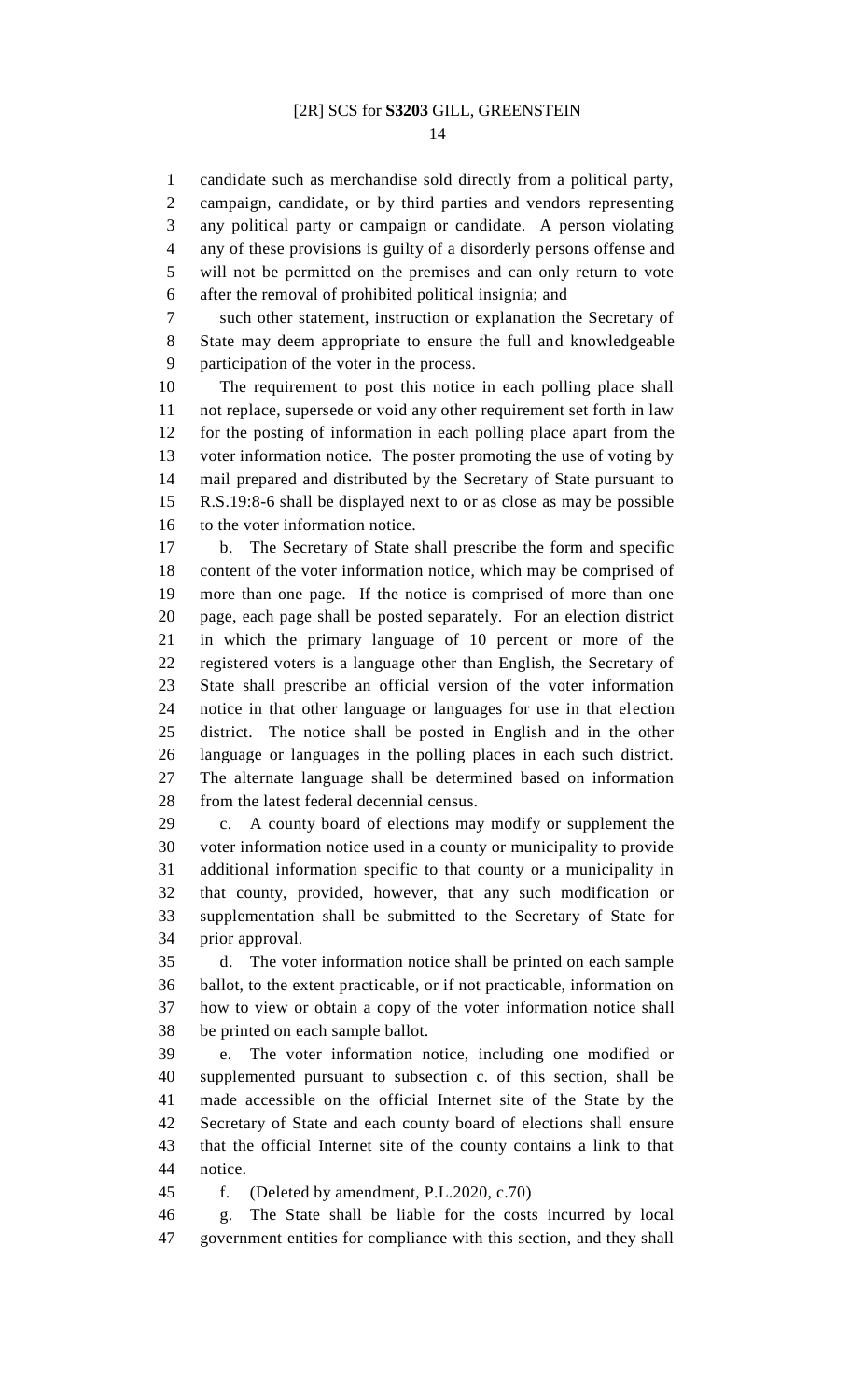candidate such as merchandise sold directly from a political party, campaign, candidate, or by third parties and vendors representing any political party or campaign or candidate. A person violating any of these provisions is guilty of a disorderly persons offense and will not be permitted on the premises and can only return to vote after the removal of prohibited political insignia; and

such other statement, instruction or explanation the Secretary of State may deem appropriate to ensure the full and knowledgeable participation of the voter in the process.

The requirement to post this notice in each polling place shall not replace, supersede or void any other requirement set forth in law for the posting of information in each polling place apart from the voter information notice. The poster promoting the use of voting by mail prepared and distributed by the Secretary of State pursuant to R.S.19:8-6 shall be displayed next to or as close as may be possible to the voter information notice.

b. The Secretary of State shall prescribe the form and specific content of the voter information notice, which may be comprised of more than one page. If the notice is comprised of more than one page, each page shall be posted separately. For an election district in which the primary language of 10 percent or more of the registered voters is a language other than English, the Secretary of State shall prescribe an official version of the voter information notice in that other language or languages for use in that election district. The notice shall be posted in English and in the other language or languages in the polling places in each such district. The alternate language shall be determined based on information from the latest federal decennial census.

c. A county board of elections may modify or supplement the voter information notice used in a county or municipality to provide additional information specific to that county or a municipality in that county, provided, however, that any such modification or supplementation shall be submitted to the Secretary of State for prior approval.

d. The voter information notice shall be printed on each sample ballot, to the extent practicable, or if not practicable, information on how to view or obtain a copy of the voter information notice shall be printed on each sample ballot.

e. The voter information notice, including one modified or supplemented pursuant to subsection c. of this section, shall be made accessible on the official Internet site of the State by the Secretary of State and each county board of elections shall ensure that the official Internet site of the county contains a link to that notice.

f. (Deleted by amendment, P.L.2020, c.70)

g. The State shall be liable for the costs incurred by local government entities for compliance with this section, and they shall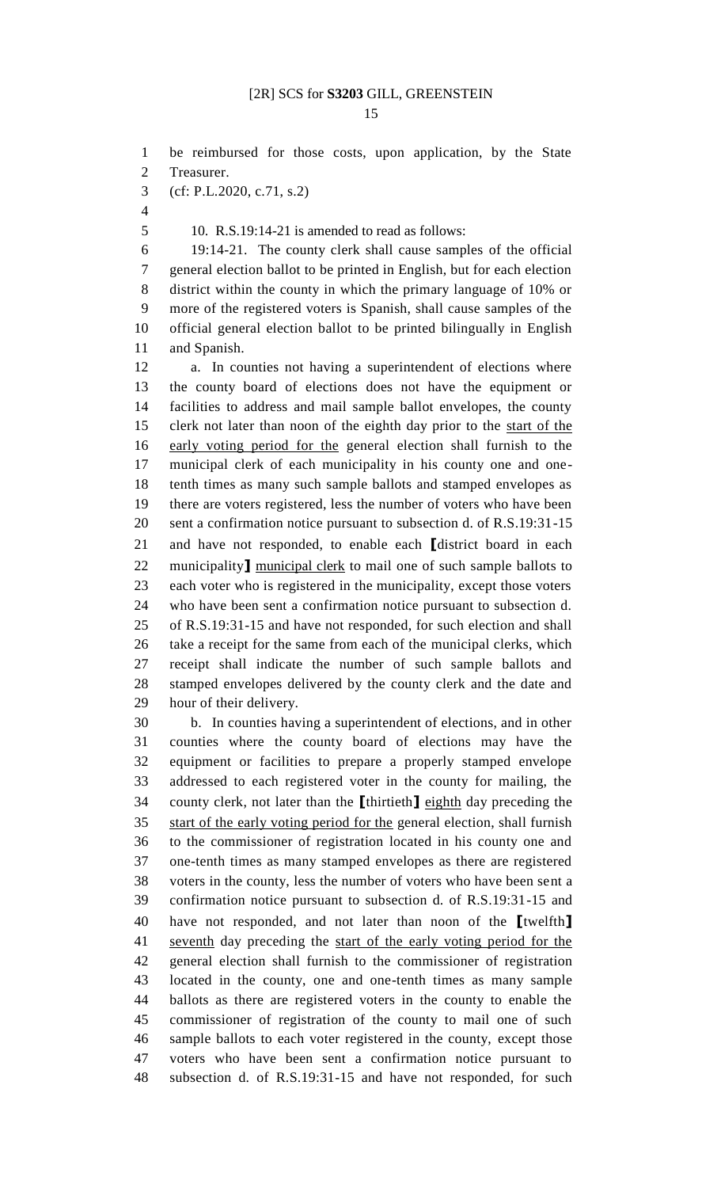be reimbursed for those costs, upon application, by the State Treasurer.

(cf: P.L.2020, c.71, s.2)

10. R.S.19:14-21 is amended to read as follows:

19:14-21. The county clerk shall cause samples of the official general election ballot to be printed in English, but for each election district within the county in which the primary language of 10% or more of the registered voters is Spanish, shall cause samples of the official general election ballot to be printed bilingually in English and Spanish.

a. In counties not having a superintendent of elections where the county board of elections does not have the equipment or facilities to address and mail sample ballot envelopes, the county clerk not later than noon of the eighth day prior to the start of the early voting period for the general election shall furnish to the municipal clerk of each municipality in his county one and one-tenth times as many such sample ballots and stamped envelopes as there are voters registered, less the number of voters who have been sent a confirmation notice pursuant to subsection d. of R.S.19:31-15 and have not responded, to enable each 【district board in each municipality】 municipal clerk to mail one of such sample ballots to each voter who is registered in the municipality, except those voters who have been sent a confirmation notice pursuant to subsection d. of R.S.19:31-15 and have not responded, for such election and shall take a receipt for the same from each of the municipal clerks, which receipt shall indicate the number of such sample ballots and stamped envelopes delivered by the county clerk and the date and hour of their delivery.

b. In counties having a superintendent of elections, and in other counties where the county board of elections may have the equipment or facilities to prepare a properly stamped envelope addressed to each registered voter in the county for mailing, the county clerk, not later than the 【thirtieth】 eighth day preceding the start of the early voting period for the general election, shall furnish to the commissioner of registration located in his county one and one-tenth times as many stamped envelopes as there are registered voters in the county, less the number of voters who have been sent a confirmation notice pursuant to subsection d. of R.S.19:31-15 and have not responded, and not later than noon of the 【twelfth】 seventh day preceding the start of the early voting period for the general election shall furnish to the commissioner of registration located in the county, one and one-tenth times as many sample ballots as there are registered voters in the county to enable the commissioner of registration of the county to mail one of such sample ballots to each voter registered in the county, except those voters who have been sent a confirmation notice pursuant to subsection d. of R.S.19:31-15 and have not responded, for such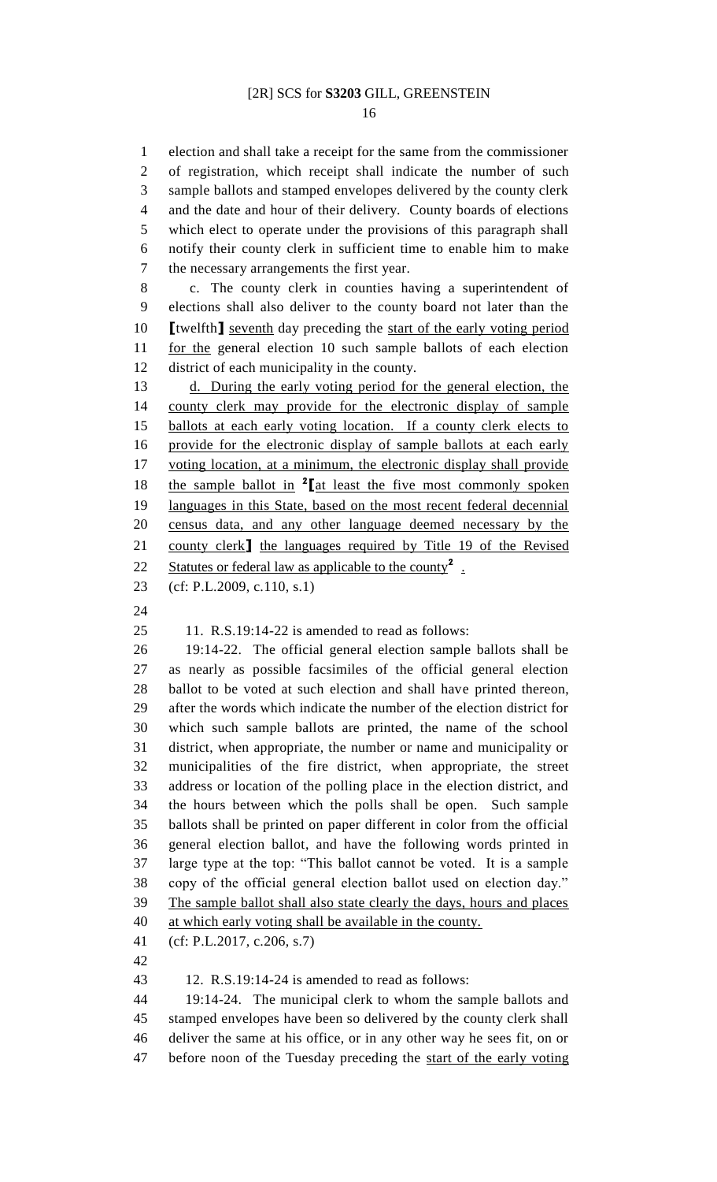election and shall take a receipt for the same from the commissioner of registration, which receipt shall indicate the number of such sample ballots and stamped envelopes delivered by the county clerk and the date and hour of their delivery. County boards of elections which elect to operate under the provisions of this paragraph shall notify their county clerk in sufficient time to enable him to make the necessary arrangements the first year.

c. The county clerk in counties having a superintendent of elections shall also deliver to the county board not later than the [twelfth] seventh day preceding the start of the early voting period for the general election 10 such sample ballots of each election district of each municipality in the county.

d. During the early voting period for the general election, the county clerk may provide for the electronic display of sample ballots at each early voting location. If a county clerk elects to provide for the electronic display of sample ballots at each early voting location, at a minimum, the electronic display shall provide the sample ballot in [2][at least the five most commonly spoken languages in this State, based on the most recent federal decennial census data, and any other language deemed necessary by the county clerk] the languages required by Title 19 of the Revised Statutes or federal law as applicable to the county[2] .

(cf: P.L.2009, c.110, s.1)

11. R.S.19:14-22 is amended to read as follows:

19:14-22. The official general election sample ballots shall be as nearly as possible facsimiles of the official general election ballot to be voted at such election and shall have printed thereon, after the words which indicate the number of the election district for which such sample ballots are printed, the name of the school district, when appropriate, the number or name and municipality or municipalities of the fire district, when appropriate, the street address or location of the polling place in the election district, and the hours between which the polls shall be open. Such sample ballots shall be printed on paper different in color from the official general election ballot, and have the following words printed in large type at the top: "This ballot cannot be voted. It is a sample copy of the official general election ballot used on election day." The sample ballot shall also state clearly the days, hours and places at which early voting shall be available in the county.

(cf: P.L.2017, c.206, s.7)

12. R.S.19:14-24 is amended to read as follows:

19:14-24. The municipal clerk to whom the sample ballots and stamped envelopes have been so delivered by the county clerk shall deliver the same at his office, or in any other way he sees fit, on or before noon of the Tuesday preceding the start of the early voting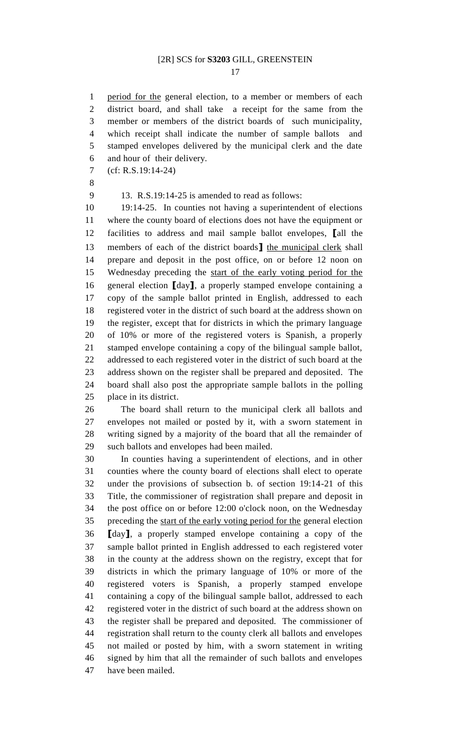period for the general election, to a member or members of each district board, and shall take a receipt for the same from the member or members of the district boards of such municipality, which receipt shall indicate the number of sample ballots and stamped envelopes delivered by the municipal clerk and the date and hour of their delivery.

(cf: R.S.19:14-24)

13. R.S.19:14-25 is amended to read as follows:

19:14-25. In counties not having a superintendent of elections where the county board of elections does not have the equipment or facilities to address and mail sample ballot envelopes, [all the members of each of the district boards] the municipal clerk shall prepare and deposit in the post office, on or before 12 noon on Wednesday preceding the start of the early voting period for the general election [day], a properly stamped envelope containing a copy of the sample ballot printed in English, addressed to each registered voter in the district of such board at the address shown on the register, except that for districts in which the primary language of 10% or more of the registered voters is Spanish, a properly stamped envelope containing a copy of the bilingual sample ballot, addressed to each registered voter in the district of such board at the address shown on the register shall be prepared and deposited. The board shall also post the appropriate sample ballots in the polling place in its district.

The board shall return to the municipal clerk all ballots and envelopes not mailed or posted by it, with a sworn statement in writing signed by a majority of the board that all the remainder of such ballots and envelopes had been mailed.

In counties having a superintendent of elections, and in other counties where the county board of elections shall elect to operate under the provisions of subsection b. of section 19:14-21 of this Title, the commissioner of registration shall prepare and deposit in the post office on or before 12:00 o'clock noon, on the Wednesday preceding the start of the early voting period for the general election [day], a properly stamped envelope containing a copy of the sample ballot printed in English addressed to each registered voter in the county at the address shown on the registry, except that for districts in which the primary language of 10% or more of the registered voters is Spanish, a properly stamped envelope containing a copy of the bilingual sample ballot, addressed to each registered voter in the district of such board at the address shown on the register shall be prepared and deposited. The commissioner of registration shall return to the county clerk all ballots and envelopes not mailed or posted by him, with a sworn statement in writing signed by him that all the remainder of such ballots and envelopes have been mailed.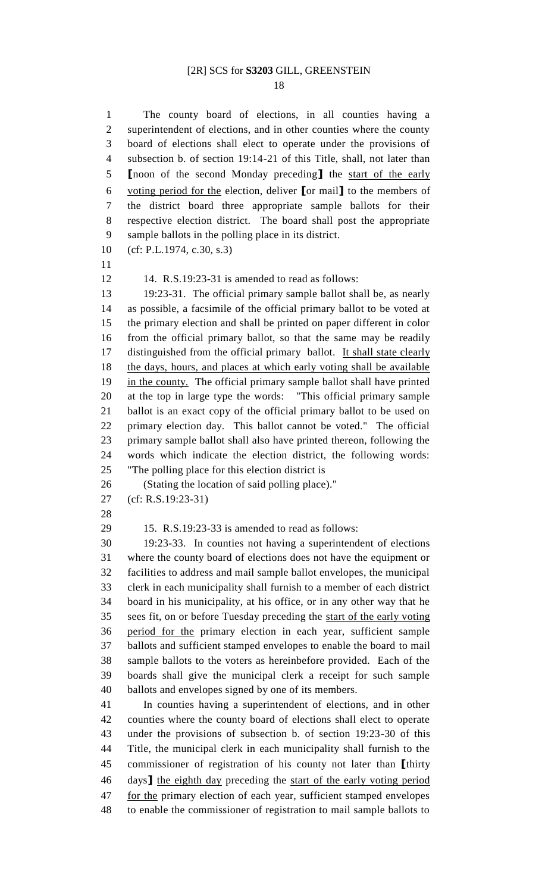The county board of elections, in all counties having a superintendent of elections, and in other counties where the county board of elections shall elect to operate under the provisions of subsection b. of section 19:14-21 of this Title, shall, not later than [noon of the second Monday preceding] the start of the early voting period for the election, deliver [or mail] to the members of the district board three appropriate sample ballots for their respective election district. The board shall post the appropriate sample ballots in the polling place in its district.

(cf: P.L.1974, c.30, s.3)

14. R.S.19:23-31 is amended to read as follows:

19:23-31. The official primary sample ballot shall be, as nearly as possible, a facsimile of the official primary ballot to be voted at the primary election and shall be printed on paper different in color from the official primary ballot, so that the same may be readily distinguished from the official primary ballot. It shall state clearly the days, hours, and places at which early voting shall be available in the county. The official primary sample ballot shall have printed at the top in large type the words: "This official primary sample ballot is an exact copy of the official primary ballot to be used on primary election day. This ballot cannot be voted." The official primary sample ballot shall also have printed thereon, following the words which indicate the election district, the following words: "The polling place for this election district is

(Stating the location of said polling place)."

(cf: R.S.19:23-31)

15. R.S.19:23-33 is amended to read as follows:

19:23-33. In counties not having a superintendent of elections where the county board of elections does not have the equipment or facilities to address and mail sample ballot envelopes, the municipal clerk in each municipality shall furnish to a member of each district board in his municipality, at his office, or in any other way that he sees fit, on or before Tuesday preceding the start of the early voting period for the primary election in each year, sufficient sample ballots and sufficient stamped envelopes to enable the board to mail sample ballots to the voters as hereinbefore provided. Each of the boards shall give the municipal clerk a receipt for such sample ballots and envelopes signed by one of its members.

In counties having a superintendent of elections, and in other counties where the county board of elections shall elect to operate under the provisions of subsection b. of section 19:23-30 of this Title, the municipal clerk in each municipality shall furnish to the commissioner of registration of his county not later than [thirty days] the eighth day preceding the start of the early voting period for the primary election of each year, sufficient stamped envelopes to enable the commissioner of registration to mail sample ballots to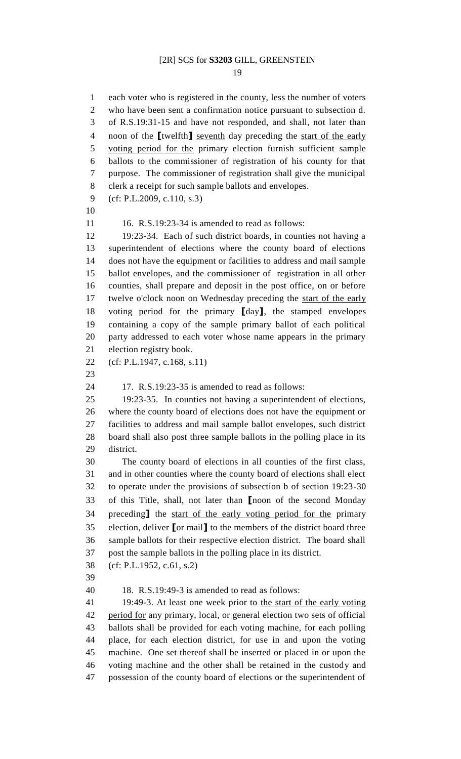each voter who is registered in the county, less the number of voters who have been sent a confirmation notice pursuant to subsection d. of R.S.19:31-15 and have not responded, and shall, not later than noon of the [twelfth] seventh day preceding the start of the early voting period for the primary election furnish sufficient sample ballots to the commissioner of registration of his county for that purpose. The commissioner of registration shall give the municipal clerk a receipt for such sample ballots and envelopes.

(cf: P.L.2009, c.110, s.3)

16. R.S.19:23-34 is amended to read as follows:

19:23-34. Each of such district boards, in counties not having a superintendent of elections where the county board of elections does not have the equipment or facilities to address and mail sample ballot envelopes, and the commissioner of registration in all other counties, shall prepare and deposit in the post office, on or before twelve o'clock noon on Wednesday preceding the start of the early voting period for the primary [day], the stamped envelopes containing a copy of the sample primary ballot of each political party addressed to each voter whose name appears in the primary election registry book.

(cf: P.L.1947, c.168, s.11)

17. R.S.19:23-35 is amended to read as follows:

19:23-35. In counties not having a superintendent of elections, where the county board of elections does not have the equipment or facilities to address and mail sample ballot envelopes, such district board shall also post three sample ballots in the polling place in its district.

The county board of elections in all counties of the first class, and in other counties where the county board of elections shall elect to operate under the provisions of subsection b of section 19:23-30 of this Title, shall, not later than [noon of the second Monday preceding] the start of the early voting period for the primary election, deliver [or mail] to the members of the district board three sample ballots for their respective election district. The board shall post the sample ballots in the polling place in its district.

(cf: P.L.1952, c.61, s.2)

18. R.S.19:49-3 is amended to read as follows:

19:49-3. At least one week prior to the start of the early voting period for any primary, local, or general election two sets of official ballots shall be provided for each voting machine, for each polling place, for each election district, for use in and upon the voting machine. One set thereof shall be inserted or placed in or upon the voting machine and the other shall be retained in the custody and possession of the county board of elections or the superintendent of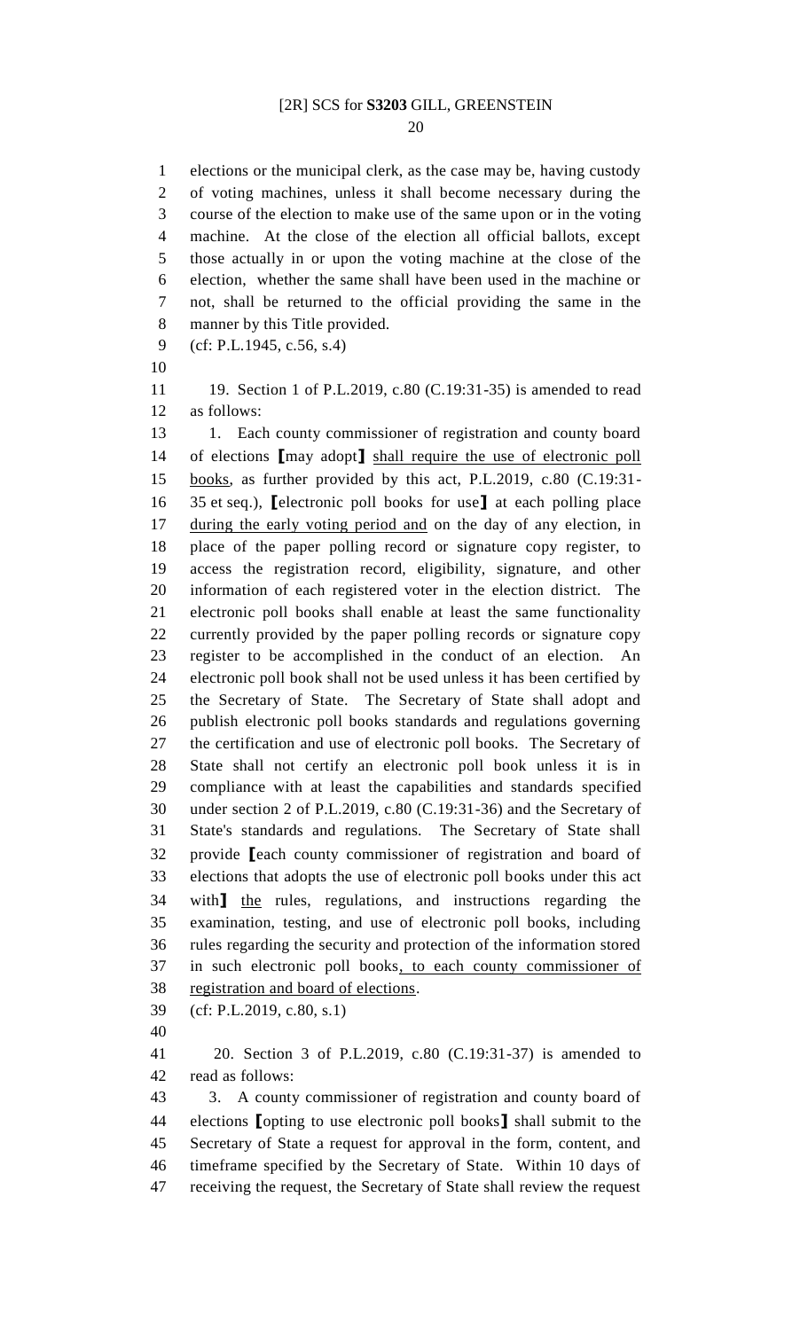elections or the municipal clerk, as the case may be, having custody of voting machines, unless it shall become necessary during the course of the election to make use of the same upon or in the voting machine. At the close of the election all official ballots, except those actually in or upon the voting machine at the close of the election, whether the same shall have been used in the machine or not, shall be returned to the official providing the same in the manner by this Title provided.

(cf: P.L.1945, c.56, s.4)

19. Section 1 of P.L.2019, c.80 (C.19:31-35) is amended to read as follows:

1. Each county commissioner of registration and county board of elections [may adopt] <u>shall require the use of electronic poll books</u>, as further provided by this act, P.L.2019, c.80 (C.19:31-35 et seq.), [electronic poll books for use] at each polling place <u>during the early voting period and</u> on the day of any election, in place of the paper polling record or signature copy register, to access the registration record, eligibility, signature, and other information of each registered voter in the election district. The electronic poll books shall enable at least the same functionality currently provided by the paper polling records or signature copy register to be accomplished in the conduct of an election. An electronic poll book shall not be used unless it has been certified by the Secretary of State. The Secretary of State shall adopt and publish electronic poll books standards and regulations governing the certification and use of electronic poll books. The Secretary of State shall not certify an electronic poll book unless it is in compliance with at least the capabilities and standards specified under section 2 of P.L.2019, c.80 (C.19:31-36) and the Secretary of State's standards and regulations. The Secretary of State shall provide [each county commissioner of registration and board of elections that adopts the use of electronic poll books under this act with] <u>the</u> rules, regulations, and instructions regarding the examination, testing, and use of electronic poll books, including rules regarding the security and protection of the information stored in such electronic poll books<u>, to each county commissioner of registration and board of elections</u>.

(cf: P.L.2019, c.80, s.1)

20. Section 3 of P.L.2019, c.80 (C.19:31-37) is amended to read as follows:

3. A county commissioner of registration and county board of elections [opting to use electronic poll books] shall submit to the Secretary of State a request for approval in the form, content, and timeframe specified by the Secretary of State. Within 10 days of receiving the request, the Secretary of State shall review the request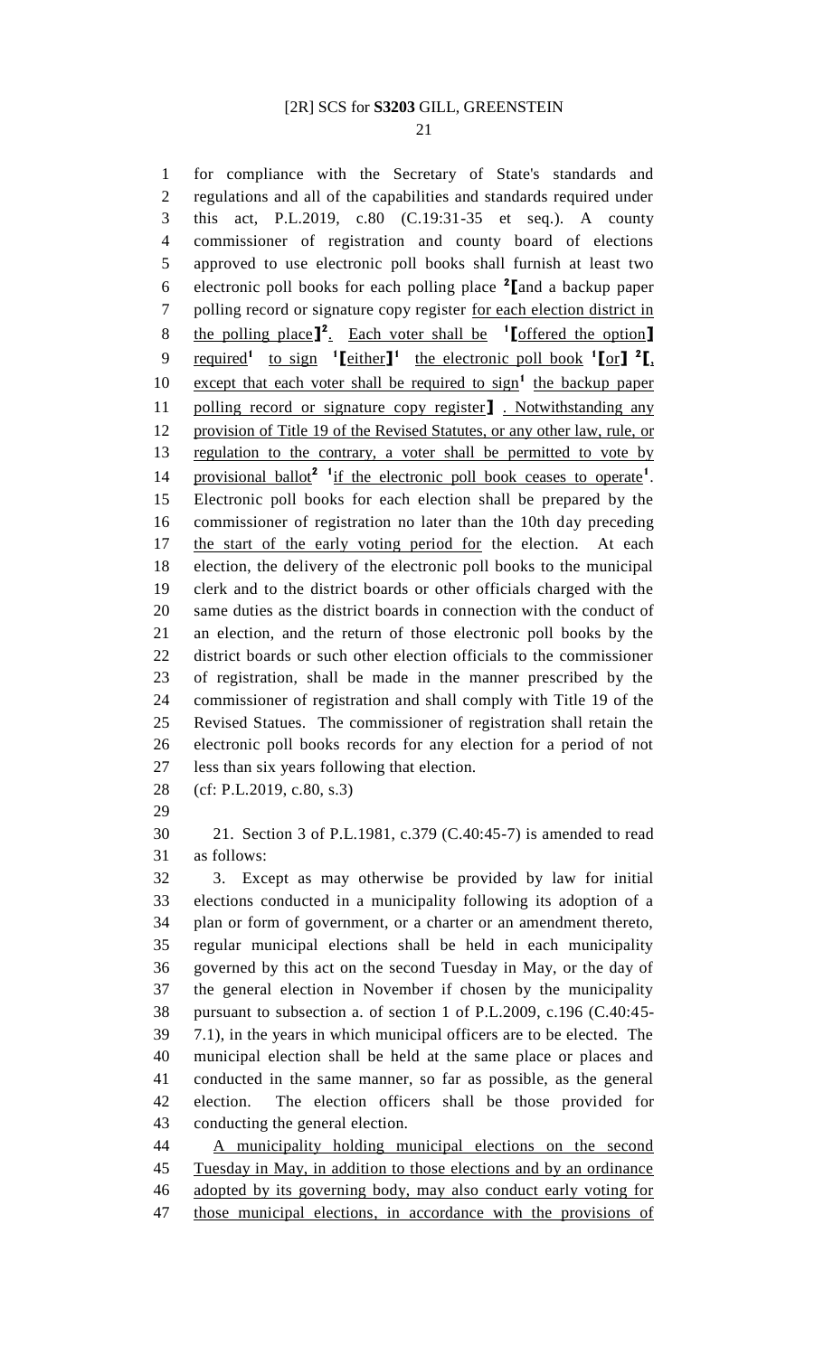for compliance with the Secretary of State's standards and regulations and all of the capabilities and standards required under this act, P.L.2019, c.80 (C.19:31-35 et seq.). A county commissioner of registration and county board of elections approved to use electronic poll books shall furnish at least two electronic poll books for each polling place [2]【and a backup paper polling record or signature copy register for each election district in the polling place】[2]. Each voter shall be [1]【offered the option】 required[1] to sign [1]【either】[1] the electronic poll book [1]【or】 [2]【, except that each voter shall be required to sign[1] the backup paper polling record or signature copy register】 . Notwithstanding any provision of Title 19 of the Revised Statutes, or any other law, rule, or regulation to the contrary, a voter shall be permitted to vote by provisional ballot[2] [1]if the electronic poll book ceases to operate[1]. Electronic poll books for each election shall be prepared by the commissioner of registration no later than the 10th day preceding the start of the early voting period for the election. At each election, the delivery of the electronic poll books to the municipal clerk and to the district boards or other officials charged with the same duties as the district boards in connection with the conduct of an election, and the return of those electronic poll books by the district boards or such other election officials to the commissioner of registration, shall be made in the manner prescribed by the commissioner of registration and shall comply with Title 19 of the Revised Statues. The commissioner of registration shall retain the electronic poll books records for any election for a period of not less than six years following that election.

(cf: P.L.2019, c.80, s.3)

21. Section 3 of P.L.1981, c.379 (C.40:45-7) is amended to read as follows:

3. Except as may otherwise be provided by law for initial elections conducted in a municipality following its adoption of a plan or form of government, or a charter or an amendment thereto, regular municipal elections shall be held in each municipality governed by this act on the second Tuesday in May, or the day of the general election in November if chosen by the municipality pursuant to subsection a. of section 1 of P.L.2009, c.196 (C.40:45-7.1), in the years in which municipal officers are to be elected. The municipal election shall be held at the same place or places and conducted in the same manner, so far as possible, as the general election. The election officers shall be those provided for conducting the general election.

A municipality holding municipal elections on the second Tuesday in May, in addition to those elections and by an ordinance adopted by its governing body, may also conduct early voting for those municipal elections, in accordance with the provisions of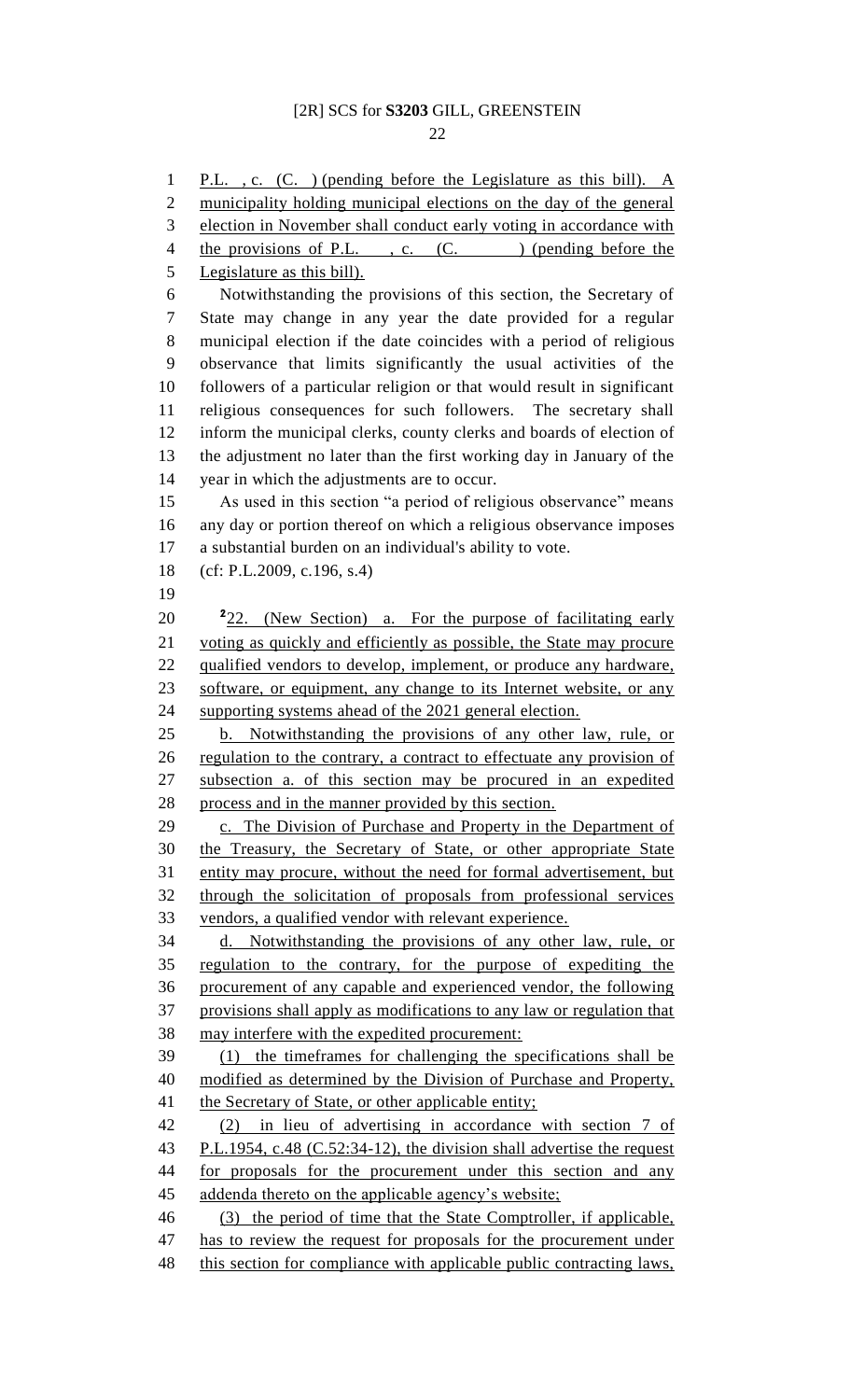P.L. , c. (C. ) (pending before the Legislature as this bill). A municipality holding municipal elections on the day of the general election in November shall conduct early voting in accordance with the provisions of P.L. , c. (C. ) (pending before the Legislature as this bill).

Notwithstanding the provisions of this section, the Secretary of State may change in any year the date provided for a regular municipal election if the date coincides with a period of religious observance that limits significantly the usual activities of the followers of a particular religion or that would result in significant religious consequences for such followers. The secretary shall inform the municipal clerks, county clerks and boards of election of the adjustment no later than the first working day in January of the year in which the adjustments are to occur.

As used in this section "a period of religious observance" means any day or portion thereof on which a religious observance imposes a substantial burden on an individual's ability to vote.

(cf: P.L.2009, c.196, s.4)

[2]22. (New Section) a. For the purpose of facilitating early voting as quickly and efficiently as possible, the State may procure qualified vendors to develop, implement, or produce any hardware, software, or equipment, any change to its Internet website, or any supporting systems ahead of the 2021 general election.

b. Notwithstanding the provisions of any other law, rule, or regulation to the contrary, a contract to effectuate any provision of subsection a. of this section may be procured in an expedited process and in the manner provided by this section.

c. The Division of Purchase and Property in the Department of the Treasury, the Secretary of State, or other appropriate State entity may procure, without the need for formal advertisement, but through the solicitation of proposals from professional services vendors, a qualified vendor with relevant experience.

d. Notwithstanding the provisions of any other law, rule, or regulation to the contrary, for the purpose of expediting the procurement of any capable and experienced vendor, the following provisions shall apply as modifications to any law or regulation that may interfere with the expedited procurement:

(1) the timeframes for challenging the specifications shall be modified as determined by the Division of Purchase and Property, the Secretary of State, or other applicable entity;

(2) in lieu of advertising in accordance with section 7 of P.L.1954, c.48 (C.52:34-12), the division shall advertise the request for proposals for the procurement under this section and any addenda thereto on the applicable agency's website;

(3) the period of time that the State Comptroller, if applicable, has to review the request for proposals for the procurement under this section for compliance with applicable public contracting laws,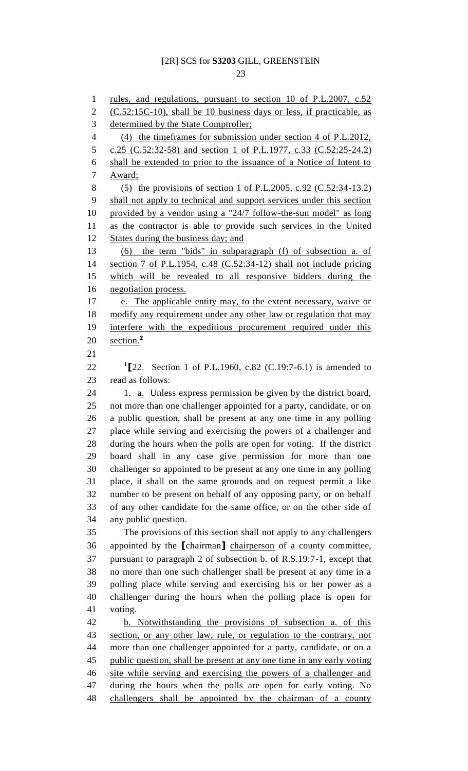rules, and regulations, pursuant to section 10 of P.L.2007, c.52 (C.52:15C-10), shall be 10 business days or less, if practicable, as determined by the State Comptroller;

(4) the timeframes for submission under section 4 of P.L.2012, c.25 (C.52:32-58) and section 1 of P.L.1977, c.33 (C.52:25-24.2) shall be extended to prior to the issuance of a Notice of Intent to Award;

(5) the provisions of section 1 of P.L.2005, c.92 (C.52:34-13.2) shall not apply to technical and support services under this section provided by a vendor using a "24/7 follow-the-sun model" as long as the contractor is able to provide such services in the United States during the business day; and

(6) the term "bids" in subparagraph (f) of subsection a. of section 7 of P.L.1954, c.48 (C.52:34-12) shall not include pricing which will be revealed to all responsive bidders during the negotiation process.

e. The applicable entity may, to the extent necessary, waive or modify any requirement under any other law or regulation that may interfere with the expeditious procurement required under this section.[2]

[1][22. Section 1 of P.L.1960, c.82 (C.19:7-6.1) is amended to read as follows:

1. a. Unless express permission be given by the district board, not more than one challenger appointed for a party, candidate, or on a public question, shall be present at any one time in any polling place while serving and exercising the powers of a challenger and during the hours when the polls are open for voting. If the district board shall in any case give permission for more than one challenger so appointed to be present at any one time in any polling place, it shall on the same grounds and on request permit a like number to be present on behalf of any opposing party, or on behalf of any other candidate for the same office, or on the other side of any public question.

The provisions of this section shall not apply to any challengers appointed by the [chairman] chairperson of a county committee, pursuant to paragraph 2 of subsection b. of R.S.19:7-1, except that no more than one such challenger shall be present at any time in a polling place while serving and exercising his or her power as a challenger during the hours when the polling place is open for voting.

b. Notwithstanding the provisions of subsection a. of this section, or any other law, rule, or regulation to the contrary, not more than one challenger appointed for a party, candidate, or on a public question, shall be present at any one time in any early voting site while serving and exercising the powers of a challenger and during the hours when the polls are open for early voting. No challengers shall be appointed by the chairman of a county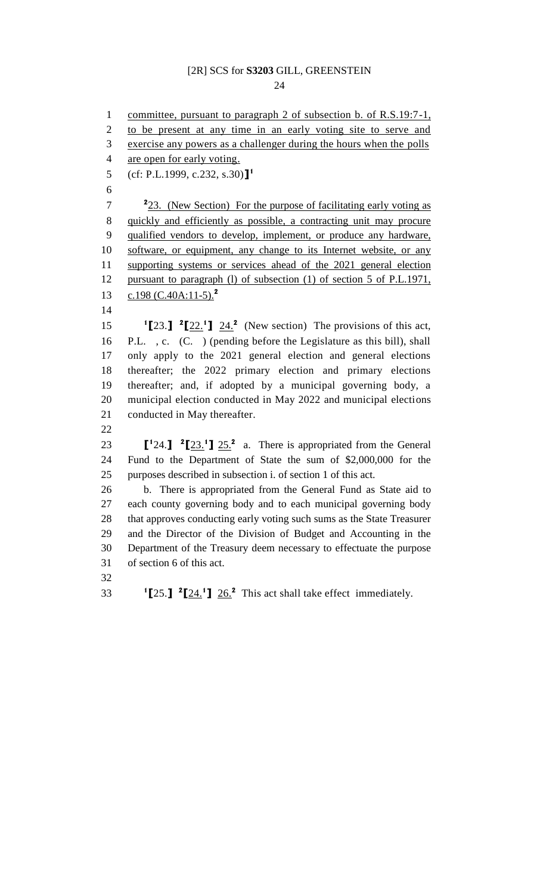committee, pursuant to paragraph 2 of subsection b. of R.S.19:7-1, to be present at any time in an early voting site to serve and exercise any powers as a challenger during the hours when the polls are open for early voting.

(cf: P.L.1999, c.232, s.30)]$^{1}$

$^{2}$23. (New Section) For the purpose of facilitating early voting as quickly and efficiently as possible, a contracting unit may procure qualified vendors to develop, implement, or produce any hardware, software, or equipment, any change to its Internet website, or any supporting systems or services ahead of the 2021 general election pursuant to paragraph (l) of subsection (1) of section 5 of P.L.1971, c.198 (C.40A:11-5).$^{2}$

$^{1}$[23.] $^{2}$[22.$^{1}$] 24.$^{2}$ (New section) The provisions of this act, P.L. , c. (C. ) (pending before the Legislature as this bill), shall only apply to the 2021 general election and general elections thereafter; the 2022 primary election and primary elections thereafter; and, if adopted by a municipal governing body, a municipal election conducted in May 2022 and municipal elections conducted in May thereafter.

[$^{1}$24.] $^{2}$[23.$^{1}$] 25.$^{2}$ a. There is appropriated from the General Fund to the Department of State the sum of $2,000,000 for the purposes described in subsection i. of section 1 of this act.

b. There is appropriated from the General Fund as State aid to each county governing body and to each municipal governing body that approves conducting early voting such sums as the State Treasurer and the Director of the Division of Budget and Accounting in the Department of the Treasury deem necessary to effectuate the purpose of section 6 of this act.

$^{1}$[25.] $^{2}$[24.$^{1}$] 26.$^{2}$ This act shall take effect immediately.